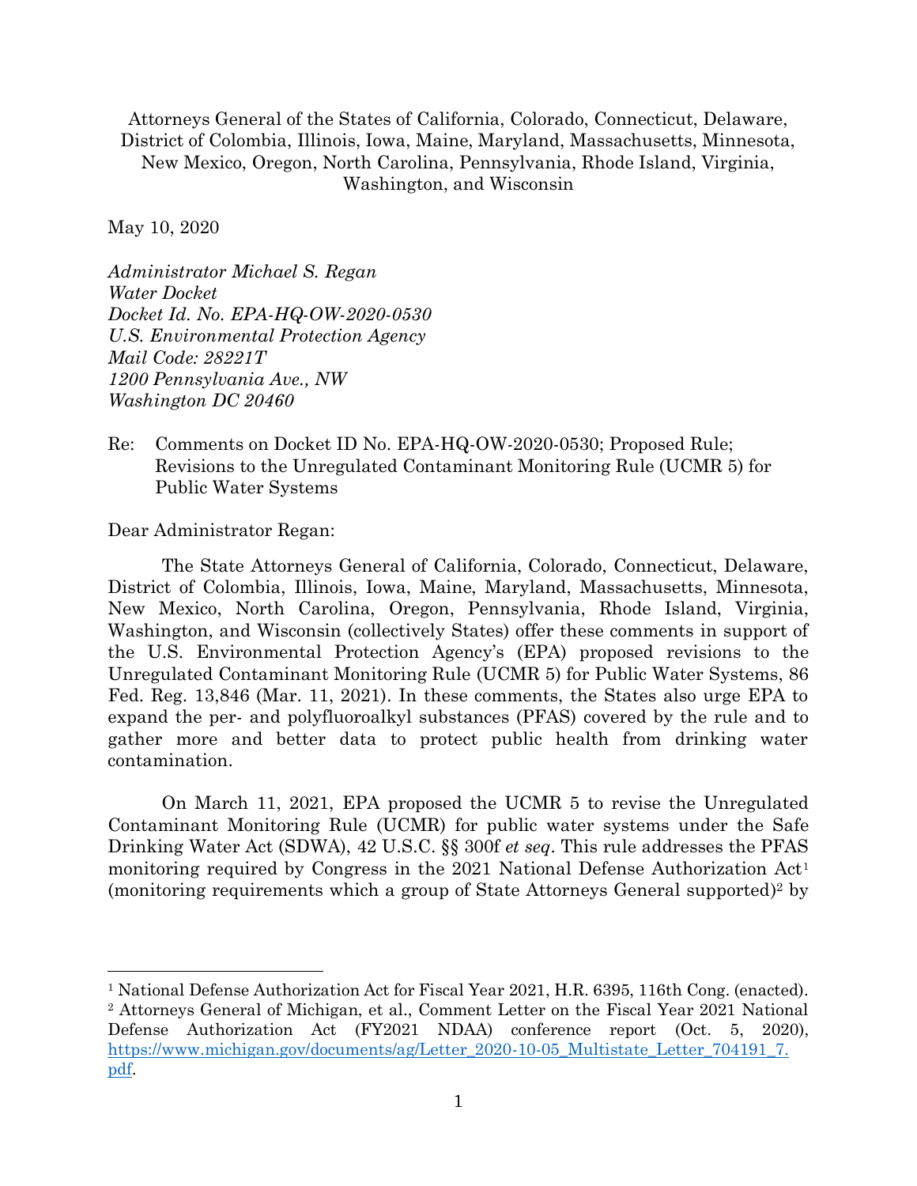Attorneys General of the States of California, Colorado, Connecticut, Delaware, District of Colombia, Illinois, Iowa, Maine, Maryland, Massachusetts, Minnesota, New Mexico, Oregon, North Carolina, Pennsylvania, Rhode Island, Virginia, Washington, and Wisconsin

May 10, 2020

*Administrator Michael S. Regan*
*Water Docket*
*Docket Id. No. EPA-HQ-OW-2020-0530*
*U.S. Environmental Protection Agency*
*Mail Code: 28221T*
*1200 Pennsylvania Ave., NW*
*Washington DC 20460*

Re: Comments on Docket ID No. EPA-HQ-OW-2020-0530; Proposed Rule; Revisions to the Unregulated Contaminant Monitoring Rule (UCMR 5) for Public Water Systems

Dear Administrator Regan:

The State Attorneys General of California, Colorado, Connecticut, Delaware, District of Colombia, Illinois, Iowa, Maine, Maryland, Massachusetts, Minnesota, New Mexico, North Carolina, Oregon, Pennsylvania, Rhode Island, Virginia, Washington, and Wisconsin (collectively States) offer these comments in support of the U.S. Environmental Protection Agency's (EPA) proposed revisions to the Unregulated Contaminant Monitoring Rule (UCMR 5) for Public Water Systems, 86 Fed. Reg. 13,846 (Mar. 11, 2021). In these comments, the States also urge EPA to expand the per- and polyfluoroalkyl substances (PFAS) covered by the rule and to gather more and better data to protect public health from drinking water contamination.

On March 11, 2021, EPA proposed the UCMR 5 to revise the Unregulated Contaminant Monitoring Rule (UCMR) for public water systems under the Safe Drinking Water Act (SDWA), 42 U.S.C. §§ 300f *et seq*. This rule addresses the PFAS monitoring required by Congress in the 2021 National Defense Authorization Act[1] (monitoring requirements which a group of State Attorneys General supported)[2] by

[1] National Defense Authorization Act for Fiscal Year 2021, H.R. 6395, 116th Cong. (enacted).

[2] Attorneys General of Michigan, et al., Comment Letter on the Fiscal Year 2021 National Defense Authorization Act (FY2021 NDAA) conference report (Oct. 5, 2020), https://www.michigan.gov/documents/ag/Letter_2020-10-05_Multistate_Letter_704191_7.pdf.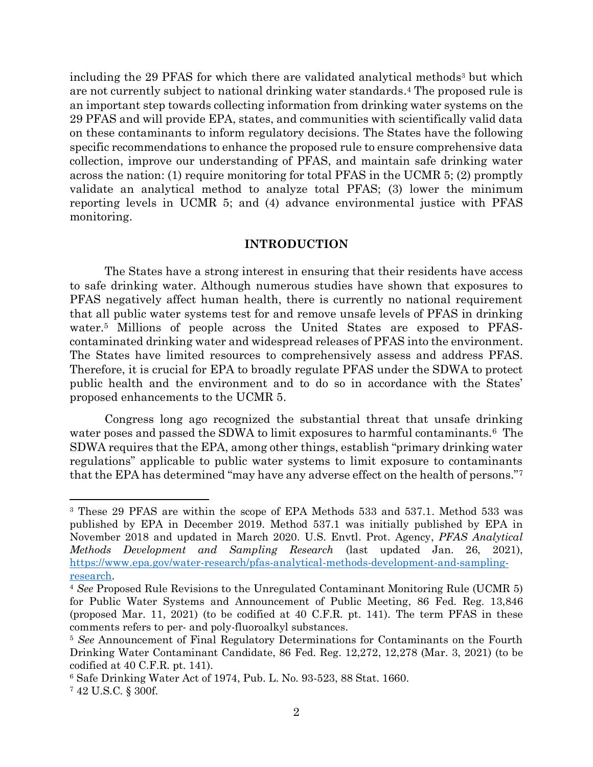including the 29 PFAS for which there are validated analytical methods[3] but which are not currently subject to national drinking water standards.[4] The proposed rule is an important step towards collecting information from drinking water systems on the 29 PFAS and will provide EPA, states, and communities with scientifically valid data on these contaminants to inform regulatory decisions. The States have the following specific recommendations to enhance the proposed rule to ensure comprehensive data collection, improve our understanding of PFAS, and maintain safe drinking water across the nation: (1) require monitoring for total PFAS in the UCMR 5; (2) promptly validate an analytical method to analyze total PFAS; (3) lower the minimum reporting levels in UCMR 5; and (4) advance environmental justice with PFAS monitoring.

## INTRODUCTION

The States have a strong interest in ensuring that their residents have access to safe drinking water. Although numerous studies have shown that exposures to PFAS negatively affect human health, there is currently no national requirement that all public water systems test for and remove unsafe levels of PFAS in drinking water.[5] Millions of people across the United States are exposed to PFAS-contaminated drinking water and widespread releases of PFAS into the environment. The States have limited resources to comprehensively assess and address PFAS. Therefore, it is crucial for EPA to broadly regulate PFAS under the SDWA to protect public health and the environment and to do so in accordance with the States' proposed enhancements to the UCMR 5.

Congress long ago recognized the substantial threat that unsafe drinking water poses and passed the SDWA to limit exposures to harmful contaminants.[6] The SDWA requires that the EPA, among other things, establish "primary drinking water regulations" applicable to public water systems to limit exposure to contaminants that the EPA has determined "may have any adverse effect on the health of persons."[7]

---

[3] These 29 PFAS are within the scope of EPA Methods 533 and 537.1. Method 533 was published by EPA in December 2019. Method 537.1 was initially published by EPA in November 2018 and updated in March 2020. U.S. Envtl. Prot. Agency, *PFAS Analytical Methods Development and Sampling Research* (last updated Jan. 26, 2021), https://www.epa.gov/water-research/pfas-analytical-methods-development-and-sampling-research.

[4] *See* Proposed Rule Revisions to the Unregulated Contaminant Monitoring Rule (UCMR 5) for Public Water Systems and Announcement of Public Meeting, 86 Fed. Reg. 13,846 (proposed Mar. 11, 2021) (to be codified at 40 C.F.R. pt. 141). The term PFAS in these comments refers to per- and poly-fluoroalkyl substances.

[5] *See* Announcement of Final Regulatory Determinations for Contaminants on the Fourth Drinking Water Contaminant Candidate, 86 Fed. Reg. 12,272, 12,278 (Mar. 3, 2021) (to be codified at 40 C.F.R. pt. 141).

[6] Safe Drinking Water Act of 1974, Pub. L. No. 93-523, 88 Stat. 1660.

[7] 42 U.S.C. § 300f.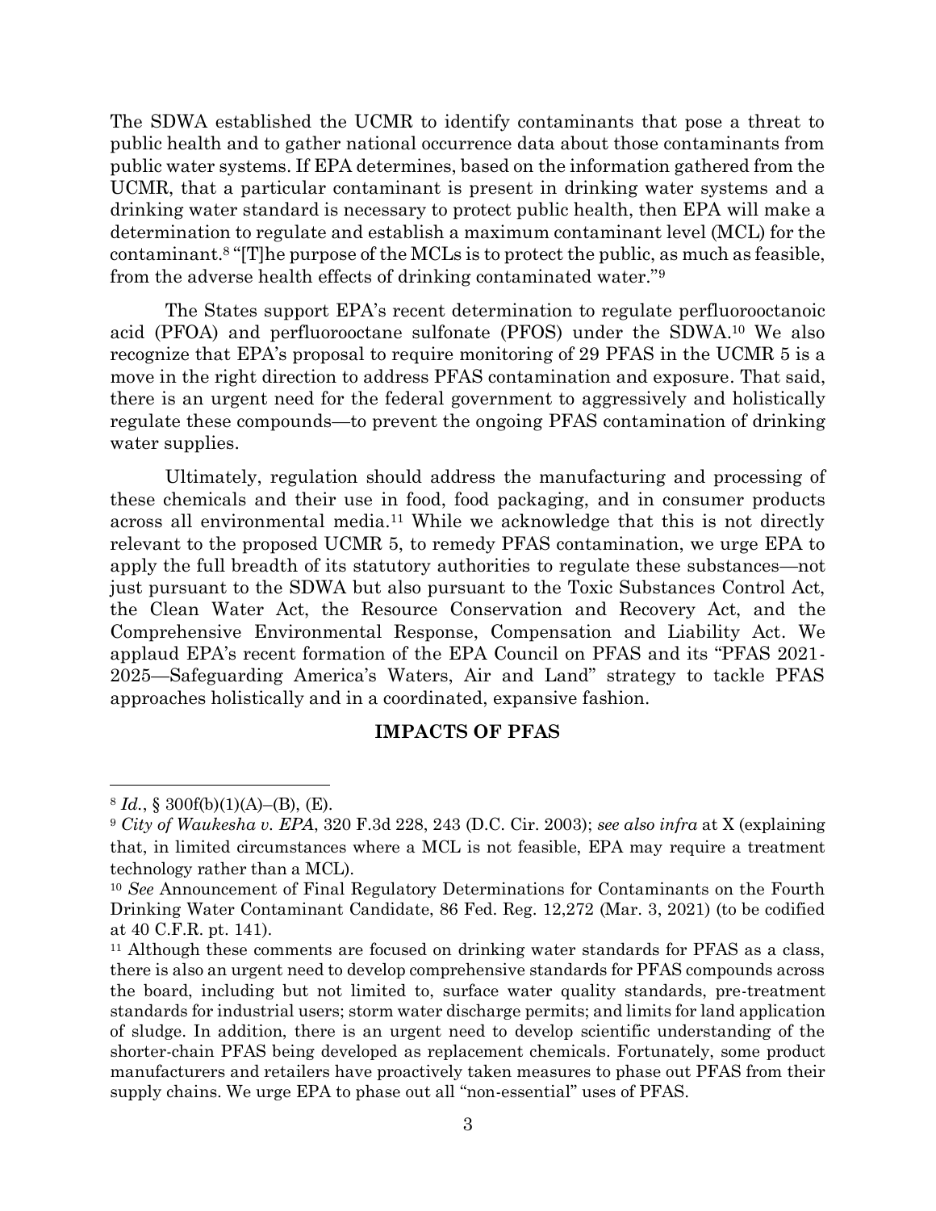The SDWA established the UCMR to identify contaminants that pose a threat to public health and to gather national occurrence data about those contaminants from public water systems. If EPA determines, based on the information gathered from the UCMR, that a particular contaminant is present in drinking water systems and a drinking water standard is necessary to protect public health, then EPA will make a determination to regulate and establish a maximum contaminant level (MCL) for the contaminant.[8] "[T]he purpose of the MCLs is to protect the public, as much as feasible, from the adverse health effects of drinking contaminated water."[9]

The States support EPA's recent determination to regulate perfluorooctanoic acid (PFOA) and perfluorooctane sulfonate (PFOS) under the SDWA.[10] We also recognize that EPA's proposal to require monitoring of 29 PFAS in the UCMR 5 is a move in the right direction to address PFAS contamination and exposure. That said, there is an urgent need for the federal government to aggressively and holistically regulate these compounds—to prevent the ongoing PFAS contamination of drinking water supplies.

Ultimately, regulation should address the manufacturing and processing of these chemicals and their use in food, food packaging, and in consumer products across all environmental media.[11] While we acknowledge that this is not directly relevant to the proposed UCMR 5, to remedy PFAS contamination, we urge EPA to apply the full breadth of its statutory authorities to regulate these substances—not just pursuant to the SDWA but also pursuant to the Toxic Substances Control Act, the Clean Water Act, the Resource Conservation and Recovery Act, and the Comprehensive Environmental Response, Compensation and Liability Act. We applaud EPA's recent formation of the EPA Council on PFAS and its "PFAS 2021-2025—Safeguarding America's Waters, Air and Land" strategy to tackle PFAS approaches holistically and in a coordinated, expansive fashion.

## IMPACTS OF PFAS

---

[8] *Id.*, § 300f(b)(1)(A)–(B), (E).

[9] *City of Waukesha v. EPA*, 320 F.3d 228, 243 (D.C. Cir. 2003); *see also infra* at X (explaining that, in limited circumstances where a MCL is not feasible, EPA may require a treatment technology rather than a MCL).

[10] *See* Announcement of Final Regulatory Determinations for Contaminants on the Fourth Drinking Water Contaminant Candidate, 86 Fed. Reg. 12,272 (Mar. 3, 2021) (to be codified at 40 C.F.R. pt. 141).

[11] Although these comments are focused on drinking water standards for PFAS as a class, there is also an urgent need to develop comprehensive standards for PFAS compounds across the board, including but not limited to, surface water quality standards, pre-treatment standards for industrial users; storm water discharge permits; and limits for land application of sludge. In addition, there is an urgent need to develop scientific understanding of the shorter-chain PFAS being developed as replacement chemicals. Fortunately, some product manufacturers and retailers have proactively taken measures to phase out PFAS from their supply chains. We urge EPA to phase out all "non-essential" uses of PFAS.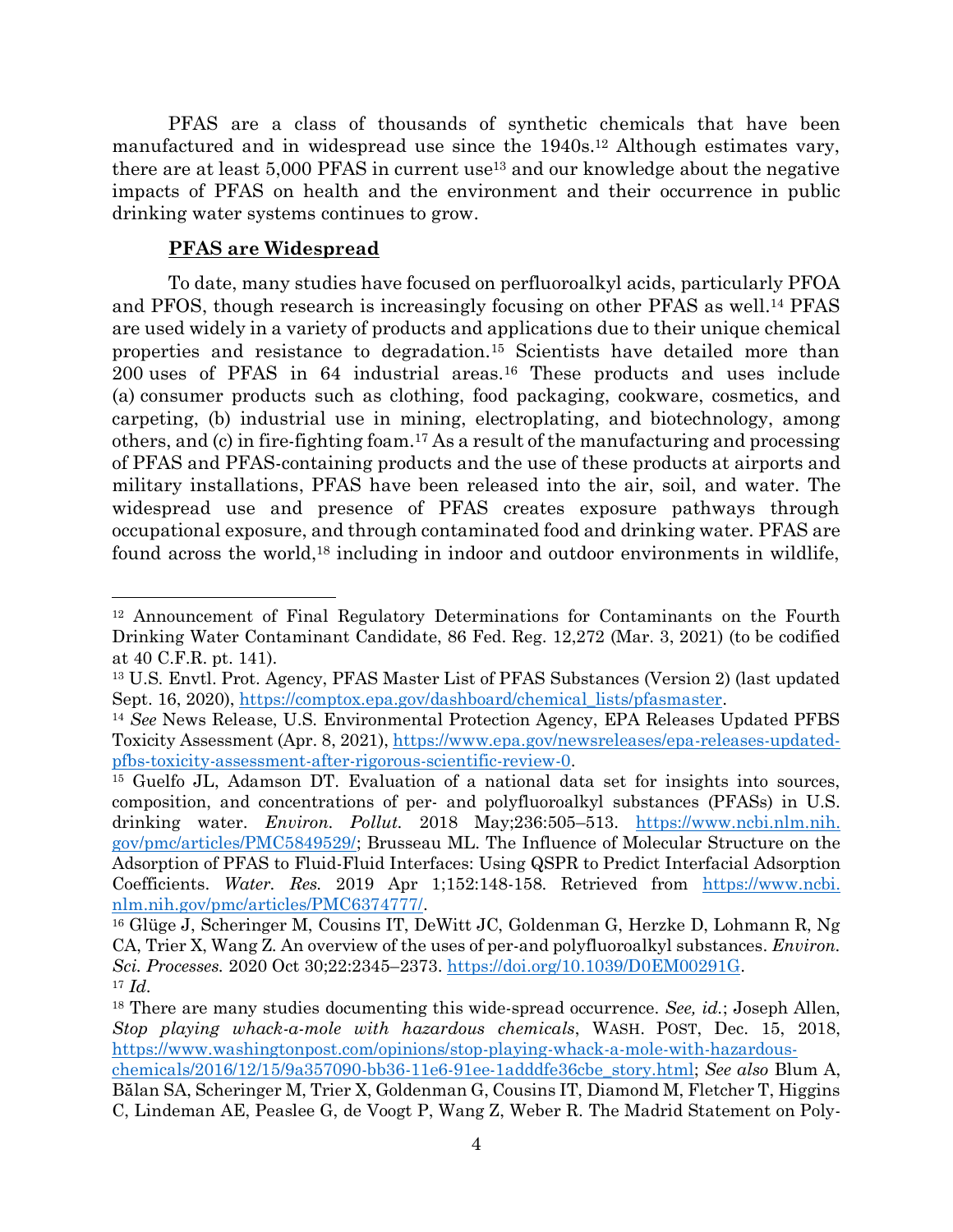PFAS are a class of thousands of synthetic chemicals that have been manufactured and in widespread use since the 1940s.[12] Although estimates vary, there are at least 5,000 PFAS in current use[13] and our knowledge about the negative impacts of PFAS on health and the environment and their occurrence in public drinking water systems continues to grow.

**PFAS are Widespread**

To date, many studies have focused on perfluoroalkyl acids, particularly PFOA and PFOS, though research is increasingly focusing on other PFAS as well.[14] PFAS are used widely in a variety of products and applications due to their unique chemical properties and resistance to degradation.[15] Scientists have detailed more than 200 uses of PFAS in 64 industrial areas.[16] These products and uses include (a) consumer products such as clothing, food packaging, cookware, cosmetics, and carpeting, (b) industrial use in mining, electroplating, and biotechnology, among others, and (c) in fire-fighting foam.[17] As a result of the manufacturing and processing of PFAS and PFAS-containing products and the use of these products at airports and military installations, PFAS have been released into the air, soil, and water. The widespread use and presence of PFAS creates exposure pathways through occupational exposure, and through contaminated food and drinking water. PFAS are found across the world,[18] including in indoor and outdoor environments in wildlife,

---

[12] Announcement of Final Regulatory Determinations for Contaminants on the Fourth Drinking Water Contaminant Candidate, 86 Fed. Reg. 12,272 (Mar. 3, 2021) (to be codified at 40 C.F.R. pt. 141).

[13] U.S. Envtl. Prot. Agency, PFAS Master List of PFAS Substances (Version 2) (last updated Sept. 16, 2020), https://comptox.epa.gov/dashboard/chemical_lists/pfasmaster.

[14] *See* News Release, U.S. Environmental Protection Agency, EPA Releases Updated PFBS Toxicity Assessment (Apr. 8, 2021), https://www.epa.gov/newsreleases/epa-releases-updated-pfbs-toxicity-assessment-after-rigorous-scientific-review-0.

[15] Guelfo JL, Adamson DT. Evaluation of a national data set for insights into sources, composition, and concentrations of per- and polyfluoroalkyl substances (PFASs) in U.S. drinking water. *Environ. Pollut.* 2018 May;236:505–513. https://www.ncbi.nlm.nih.gov/pmc/articles/PMC5849529/; Brusseau ML. The Influence of Molecular Structure on the Adsorption of PFAS to Fluid-Fluid Interfaces: Using QSPR to Predict Interfacial Adsorption Coefficients. *Water. Res.* 2019 Apr 1;152:148-158. Retrieved from https://www.ncbi.nlm.nih.gov/pmc/articles/PMC6374777/.

[16] Glüge J, Scheringer M, Cousins IT, DeWitt JC, Goldenman G, Herzke D, Lohmann R, Ng CA, Trier X, Wang Z. An overview of the uses of per-and polyfluoroalkyl substances. *Environ. Sci. Processes.* 2020 Oct 30;22:2345–2373. https://doi.org/10.1039/D0EM00291G.

[17] *Id.*

[18] There are many studies documenting this wide-spread occurrence. *See, id.*; Joseph Allen, *Stop playing whack-a-mole with hazardous chemicals*, WASH. POST, Dec. 15, 2018, https://www.washingtonpost.com/opinions/stop-playing-whack-a-mole-with-hazardous-chemicals/2016/12/15/9a357090-bb36-11e6-91ee-1adddfe36cbe_story.html; *See also* Blum A, Bălan SA, Scheringer M, Trier X, Goldenman G, Cousins IT, Diamond M, Fletcher T, Higgins C, Lindeman AE, Peaslee G, de Voogt P, Wang Z, Weber R. The Madrid Statement on Poly-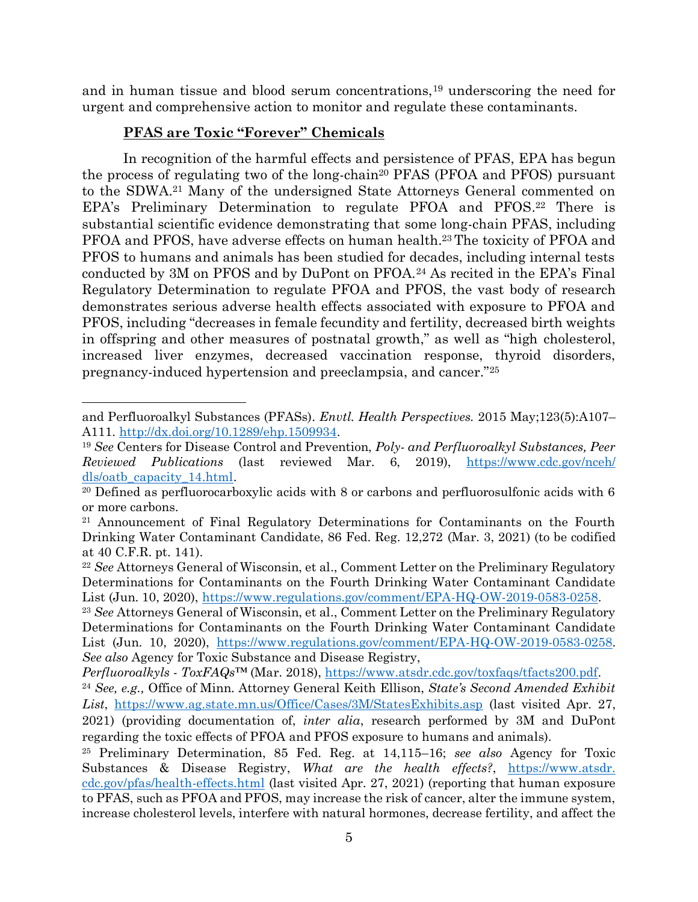and in human tissue and blood serum concentrations,[19] underscoring the need for urgent and comprehensive action to monitor and regulate these contaminants.

**PFAS are Toxic "Forever" Chemicals**

In recognition of the harmful effects and persistence of PFAS, EPA has begun the process of regulating two of the long-chain[20] PFAS (PFOA and PFOS) pursuant to the SDWA.[21] Many of the undersigned State Attorneys General commented on EPA's Preliminary Determination to regulate PFOA and PFOS.[22] There is substantial scientific evidence demonstrating that some long-chain PFAS, including PFOA and PFOS, have adverse effects on human health.[23] The toxicity of PFOA and PFOS to humans and animals has been studied for decades, including internal tests conducted by 3M on PFOS and by DuPont on PFOA.[24] As recited in the EPA's Final Regulatory Determination to regulate PFOA and PFOS, the vast body of research demonstrates serious adverse health effects associated with exposure to PFOA and PFOS, including "decreases in female fecundity and fertility, decreased birth weights in offspring and other measures of postnatal growth," as well as "high cholesterol, increased liver enzymes, decreased vaccination response, thyroid disorders, pregnancy-induced hypertension and preeclampsia, and cancer."[25]

---

and Perfluoroalkyl Substances (PFASs). *Envtl. Health Perspectives.* 2015 May;123(5):A107–A111. http://dx.doi.org/10.1289/ehp.1509934.

[19] *See* Centers for Disease Control and Prevention, *Poly- and Perfluoroalkyl Substances, Peer Reviewed Publications* (last reviewed Mar. 6, 2019), https://www.cdc.gov/nceh/dls/oatb_capacity_14.html.

[20] Defined as perfluorocarboxylic acids with 8 or carbons and perfluorosulfonic acids with 6 or more carbons.

[21] Announcement of Final Regulatory Determinations for Contaminants on the Fourth Drinking Water Contaminant Candidate, 86 Fed. Reg. 12,272 (Mar. 3, 2021) (to be codified at 40 C.F.R. pt. 141).

[22] *See* Attorneys General of Wisconsin, et al., Comment Letter on the Preliminary Regulatory Determinations for Contaminants on the Fourth Drinking Water Contaminant Candidate List (Jun. 10, 2020), https://www.regulations.gov/comment/EPA-HQ-OW-2019-0583-0258.

[23] *See* Attorneys General of Wisconsin, et al., Comment Letter on the Preliminary Regulatory Determinations for Contaminants on the Fourth Drinking Water Contaminant Candidate List (Jun. 10, 2020), https://www.regulations.gov/comment/EPA-HQ-OW-2019-0583-0258. *See also* Agency for Toxic Substance and Disease Registry, *Perfluoroalkyls - ToxFAQs*™ (Mar. 2018), https://www.atsdr.cdc.gov/toxfaqs/tfacts200.pdf.

[24] *See, e.g.,* Office of Minn. Attorney General Keith Ellison, *State's Second Amended Exhibit List*, https://www.ag.state.mn.us/Office/Cases/3M/StatesExhibits.asp (last visited Apr. 27, 2021) (providing documentation of, *inter alia*, research performed by 3M and DuPont regarding the toxic effects of PFOA and PFOS exposure to humans and animals).

[25] Preliminary Determination, 85 Fed. Reg. at 14,115–16; *see also* Agency for Toxic Substances & Disease Registry, *What are the health effects?*, https://www.atsdr.cdc.gov/pfas/health-effects.html (last visited Apr. 27, 2021) (reporting that human exposure to PFAS, such as PFOA and PFOS, may increase the risk of cancer, alter the immune system, increase cholesterol levels, interfere with natural hormones, decrease fertility, and affect the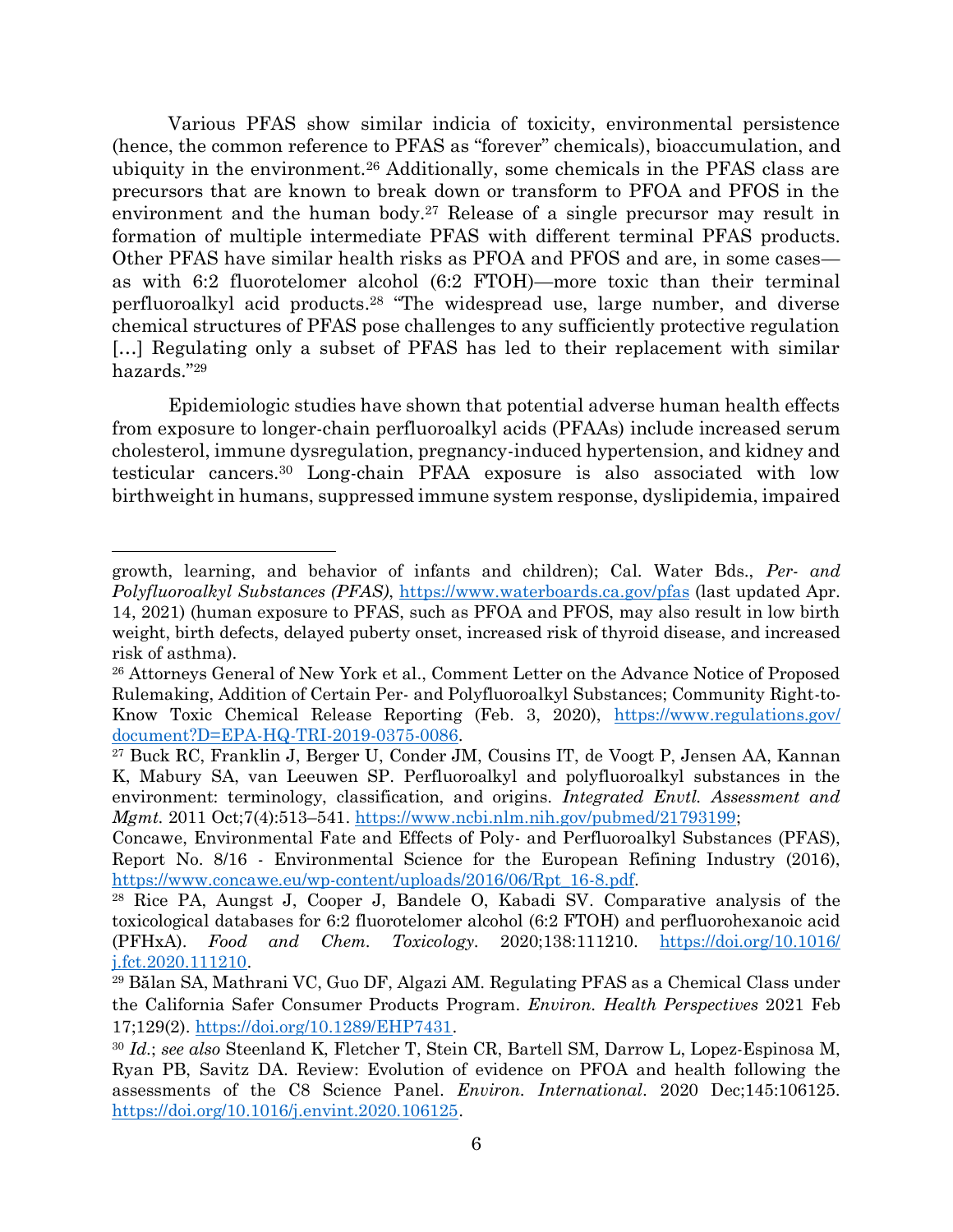Various PFAS show similar indicia of toxicity, environmental persistence (hence, the common reference to PFAS as "forever" chemicals), bioaccumulation, and ubiquity in the environment.[26] Additionally, some chemicals in the PFAS class are precursors that are known to break down or transform to PFOA and PFOS in the environment and the human body.[27] Release of a single precursor may result in formation of multiple intermediate PFAS with different terminal PFAS products. Other PFAS have similar health risks as PFOA and PFOS and are, in some cases—as with 6:2 fluorotelomer alcohol (6:2 FTOH)—more toxic than their terminal perfluoroalkyl acid products.[28] "The widespread use, large number, and diverse chemical structures of PFAS pose challenges to any sufficiently protective regulation […] Regulating only a subset of PFAS has led to their replacement with similar hazards."[29]

Epidemiologic studies have shown that potential adverse human health effects from exposure to longer-chain perfluoroalkyl acids (PFAAs) include increased serum cholesterol, immune dysregulation, pregnancy-induced hypertension, and kidney and testicular cancers.[30] Long-chain PFAA exposure is also associated with low birthweight in humans, suppressed immune system response, dyslipidemia, impaired

---

growth, learning, and behavior of infants and children); Cal. Water Bds., *Per- and Polyfluoroalkyl Substances (PFAS)*, https://www.waterboards.ca.gov/pfas (last updated Apr. 14, 2021) (human exposure to PFAS, such as PFOA and PFOS, may also result in low birth weight, birth defects, delayed puberty onset, increased risk of thyroid disease, and increased risk of asthma).

[26] Attorneys General of New York et al., Comment Letter on the Advance Notice of Proposed Rulemaking, Addition of Certain Per- and Polyfluoroalkyl Substances; Community Right-to-Know Toxic Chemical Release Reporting (Feb. 3, 2020), https://www.regulations.gov/document?D=EPA-HQ-TRI-2019-0375-0086.

[27] Buck RC, Franklin J, Berger U, Conder JM, Cousins IT, de Voogt P, Jensen AA, Kannan K, Mabury SA, van Leeuwen SP. Perfluoroalkyl and polyfluoroalkyl substances in the environment: terminology, classification, and origins. *Integrated Envtl. Assessment and Mgmt.* 2011 Oct;7(4):513–541. https://www.ncbi.nlm.nih.gov/pubmed/21793199;
Concawe, Environmental Fate and Effects of Poly- and Perfluoroalkyl Substances (PFAS), Report No. 8/16 - Environmental Science for the European Refining Industry (2016), https://www.concawe.eu/wp-content/uploads/2016/06/Rpt_16-8.pdf.

[28] Rice PA, Aungst J, Cooper J, Bandele O, Kabadi SV. Comparative analysis of the toxicological databases for 6:2 fluorotelomer alcohol (6:2 FTOH) and perfluorohexanoic acid (PFHxA). *Food and Chem. Toxicology.* 2020;138:111210. https://doi.org/10.1016/j.fct.2020.111210.

[29] Bălan SA, Mathrani VC, Guo DF, Algazi AM. Regulating PFAS as a Chemical Class under the California Safer Consumer Products Program. *Environ. Health Perspectives* 2021 Feb 17;129(2). https://doi.org/10.1289/EHP7431.

[30] *Id.*; *see also* Steenland K, Fletcher T, Stein CR, Bartell SM, Darrow L, Lopez-Espinosa M, Ryan PB, Savitz DA. Review: Evolution of evidence on PFOA and health following the assessments of the C8 Science Panel. *Environ. International*. 2020 Dec;145:106125. https://doi.org/10.1016/j.envint.2020.106125.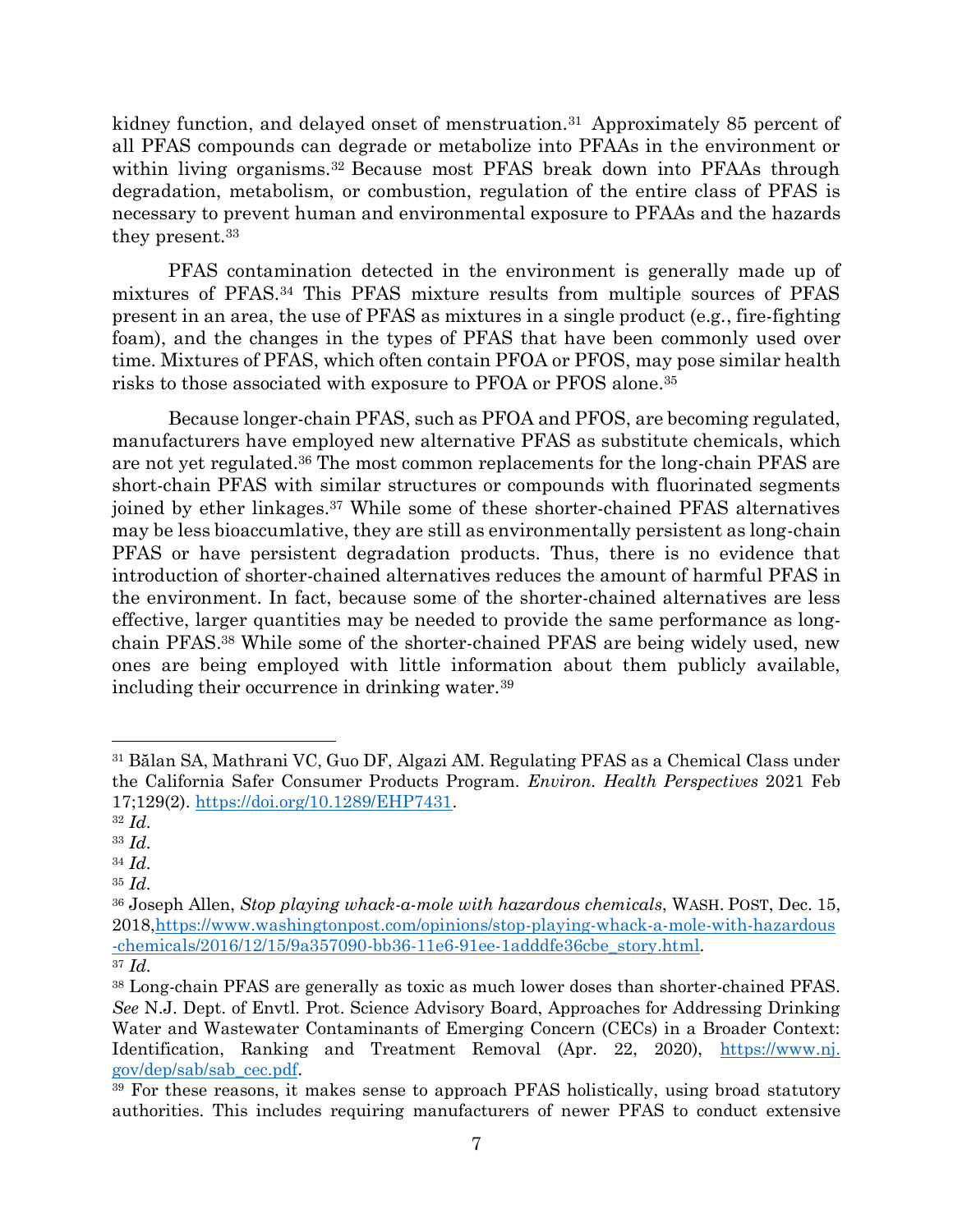kidney function, and delayed onset of menstruation.[31] Approximately 85 percent of all PFAS compounds can degrade or metabolize into PFAAs in the environment or within living organisms.[32] Because most PFAS break down into PFAAs through degradation, metabolism, or combustion, regulation of the entire class of PFAS is necessary to prevent human and environmental exposure to PFAAs and the hazards they present.[33]

PFAS contamination detected in the environment is generally made up of mixtures of PFAS.[34] This PFAS mixture results from multiple sources of PFAS present in an area, the use of PFAS as mixtures in a single product (e.g., fire-fighting foam), and the changes in the types of PFAS that have been commonly used over time. Mixtures of PFAS, which often contain PFOA or PFOS, may pose similar health risks to those associated with exposure to PFOA or PFOS alone.[35]

Because longer-chain PFAS, such as PFOA and PFOS, are becoming regulated, manufacturers have employed new alternative PFAS as substitute chemicals, which are not yet regulated.[36] The most common replacements for the long-chain PFAS are short-chain PFAS with similar structures or compounds with fluorinated segments joined by ether linkages.[37] While some of these shorter-chained PFAS alternatives may be less bioaccumlative, they are still as environmentally persistent as long-chain PFAS or have persistent degradation products. Thus, there is no evidence that introduction of shorter-chained alternatives reduces the amount of harmful PFAS in the environment. In fact, because some of the shorter-chained alternatives are less effective, larger quantities may be needed to provide the same performance as long-chain PFAS.[38] While some of the shorter-chained PFAS are being widely used, new ones are being employed with little information about them publicly available, including their occurrence in drinking water.[39]

---

[31] Bălan SA, Mathrani VC, Guo DF, Algazi AM. Regulating PFAS as a Chemical Class under the California Safer Consumer Products Program. *Environ. Health Perspectives* 2021 Feb 17;129(2). https://doi.org/10.1289/EHP7431.

[32] *Id.*

[33] *Id.*

[34] *Id.*

[35] *Id.*

[36] Joseph Allen, *Stop playing whack-a-mole with hazardous chemicals*, WASH. POST, Dec. 15, 2018, https://www.washingtonpost.com/opinions/stop-playing-whack-a-mole-with-hazardous-chemicals/2016/12/15/9a357090-bb36-11e6-91ee-1adddfe36cbe_story.html.

[37] *Id.*

[38] Long-chain PFAS are generally as toxic as much lower doses than shorter-chained PFAS. *See* N.J. Dept. of Envtl. Prot. Science Advisory Board, Approaches for Addressing Drinking Water and Wastewater Contaminants of Emerging Concern (CECs) in a Broader Context: Identification, Ranking and Treatment Removal (Apr. 22, 2020), https://www.nj.gov/dep/sab/sab_cec.pdf.

[39] For these reasons, it makes sense to approach PFAS holistically, using broad statutory authorities. This includes requiring manufacturers of newer PFAS to conduct extensive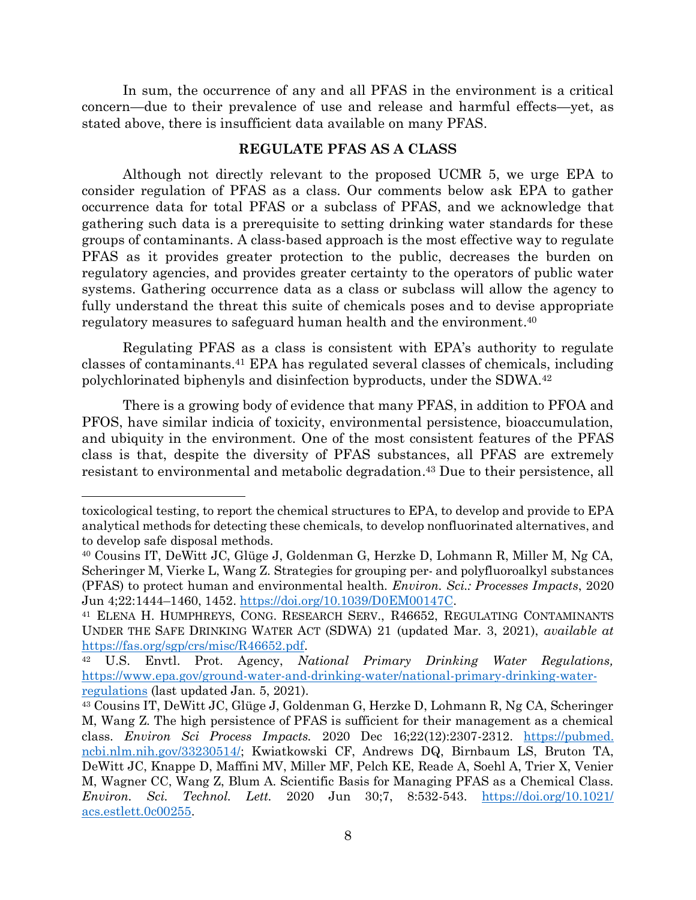In sum, the occurrence of any and all PFAS in the environment is a critical concern—due to their prevalence of use and release and harmful effects—yet, as stated above, there is insufficient data available on many PFAS.

## REGULATE PFAS AS A CLASS

Although not directly relevant to the proposed UCMR 5, we urge EPA to consider regulation of PFAS as a class. Our comments below ask EPA to gather occurrence data for total PFAS or a subclass of PFAS, and we acknowledge that gathering such data is a prerequisite to setting drinking water standards for these groups of contaminants. A class-based approach is the most effective way to regulate PFAS as it provides greater protection to the public, decreases the burden on regulatory agencies, and provides greater certainty to the operators of public water systems. Gathering occurrence data as a class or subclass will allow the agency to fully understand the threat this suite of chemicals poses and to devise appropriate regulatory measures to safeguard human health and the environment.[40]

Regulating PFAS as a class is consistent with EPA's authority to regulate classes of contaminants.[41] EPA has regulated several classes of chemicals, including polychlorinated biphenyls and disinfection byproducts, under the SDWA.[42]

There is a growing body of evidence that many PFAS, in addition to PFOA and PFOS, have similar indicia of toxicity, environmental persistence, bioaccumulation, and ubiquity in the environment. One of the most consistent features of the PFAS class is that, despite the diversity of PFAS substances, all PFAS are extremely resistant to environmental and metabolic degradation.[43] Due to their persistence, all

---

toxicological testing, to report the chemical structures to EPA, to develop and provide to EPA analytical methods for detecting these chemicals, to develop nonfluorinated alternatives, and to develop safe disposal methods.

[40] Cousins IT, DeWitt JC, Glüge J, Goldenman G, Herzke D, Lohmann R, Miller M, Ng CA, Scheringer M, Vierke L, Wang Z. Strategies for grouping per- and polyfluoroalkyl substances (PFAS) to protect human and environmental health. *Environ. Sci.: Processes Impacts*, 2020 Jun 4;22:1444–1460, 1452. https://doi.org/10.1039/D0EM00147C.

[41] ELENA H. HUMPHREYS, CONG. RESEARCH SERV., R46652, REGULATING CONTAMINANTS UNDER THE SAFE DRINKING WATER ACT (SDWA) 21 (updated Mar. 3, 2021), *available at* https://fas.org/sgp/crs/misc/R46652.pdf.

[42] U.S. Envtl. Prot. Agency, *National Primary Drinking Water Regulations,* https://www.epa.gov/ground-water-and-drinking-water/national-primary-drinking-water-regulations (last updated Jan. 5, 2021).

[43] Cousins IT, DeWitt JC, Glüge J, Goldenman G, Herzke D, Lohmann R, Ng CA, Scheringer M, Wang Z. The high persistence of PFAS is sufficient for their management as a chemical class. *Environ Sci Process Impacts.* 2020 Dec 16;22(12):2307-2312. https://pubmed.ncbi.nlm.nih.gov/33230514/; Kwiatkowski CF, Andrews DQ, Birnbaum LS, Bruton TA, DeWitt JC, Knappe D, Maffini MV, Miller MF, Pelch KE, Reade A, Soehl A, Trier X, Venier M, Wagner CC, Wang Z, Blum A. Scientific Basis for Managing PFAS as a Chemical Class. *Environ. Sci. Technol. Lett.* 2020 Jun 30;7, 8:532-543. https://doi.org/10.1021/acs.estlett.0c00255.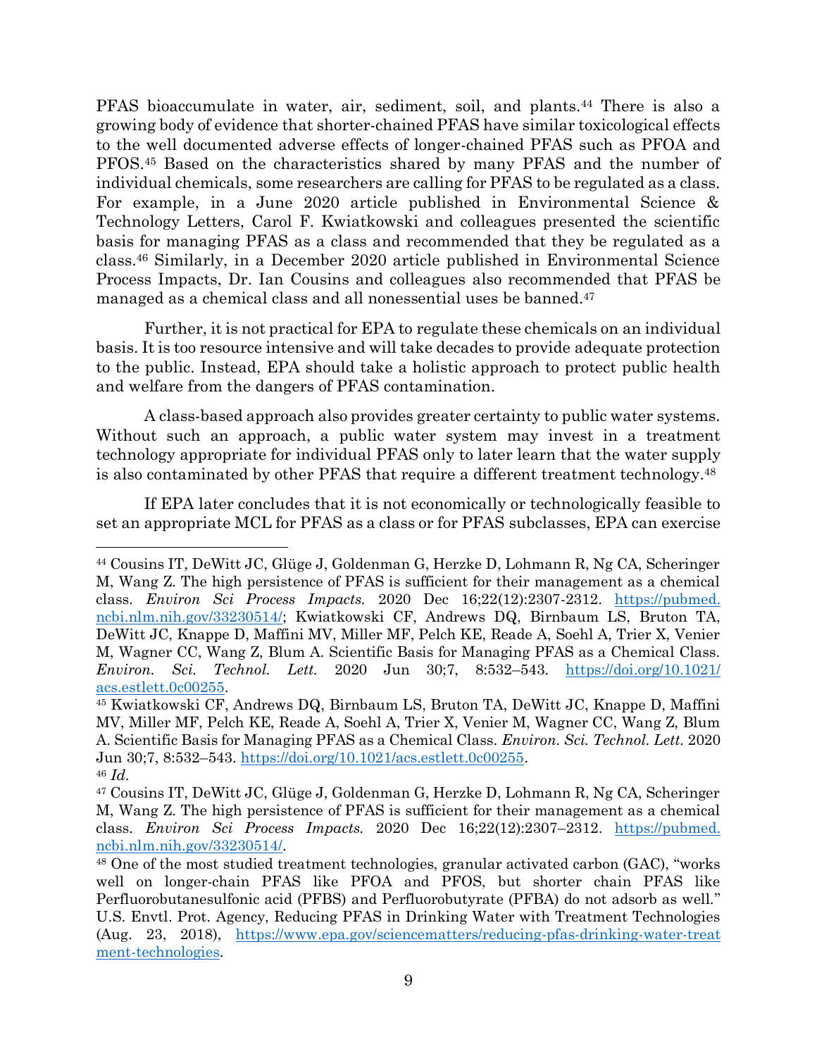PFAS bioaccumulate in water, air, sediment, soil, and plants.[44] There is also a growing body of evidence that shorter-chained PFAS have similar toxicological effects to the well documented adverse effects of longer-chained PFAS such as PFOA and PFOS.[45] Based on the characteristics shared by many PFAS and the number of individual chemicals, some researchers are calling for PFAS to be regulated as a class. For example, in a June 2020 article published in Environmental Science & Technology Letters, Carol F. Kwiatkowski and colleagues presented the scientific basis for managing PFAS as a class and recommended that they be regulated as a class.[46] Similarly, in a December 2020 article published in Environmental Science Process Impacts, Dr. Ian Cousins and colleagues also recommended that PFAS be managed as a chemical class and all nonessential uses be banned.[47]

Further, it is not practical for EPA to regulate these chemicals on an individual basis. It is too resource intensive and will take decades to provide adequate protection to the public. Instead, EPA should take a holistic approach to protect public health and welfare from the dangers of PFAS contamination.

A class-based approach also provides greater certainty to public water systems. Without such an approach, a public water system may invest in a treatment technology appropriate for individual PFAS only to later learn that the water supply is also contaminated by other PFAS that require a different treatment technology.[48]

If EPA later concludes that it is not economically or technologically feasible to set an appropriate MCL for PFAS as a class or for PFAS subclasses, EPA can exercise

---

[44] Cousins IT, DeWitt JC, Glüge J, Goldenman G, Herzke D, Lohmann R, Ng CA, Scheringer M, Wang Z. The high persistence of PFAS is sufficient for their management as a chemical class. *Environ Sci Process Impacts.* 2020 Dec 16;22(12):2307-2312. https://pubmed.ncbi.nlm.nih.gov/33230514/; Kwiatkowski CF, Andrews DQ, Birnbaum LS, Bruton TA, DeWitt JC, Knappe D, Maffini MV, Miller MF, Pelch KE, Reade A, Soehl A, Trier X, Venier M, Wagner CC, Wang Z, Blum A. Scientific Basis for Managing PFAS as a Chemical Class. *Environ. Sci. Technol. Lett.* 2020 Jun 30;7, 8:532–543. https://doi.org/10.1021/acs.estlett.0c00255.

[45] Kwiatkowski CF, Andrews DQ, Birnbaum LS, Bruton TA, DeWitt JC, Knappe D, Maffini MV, Miller MF, Pelch KE, Reade A, Soehl A, Trier X, Venier M, Wagner CC, Wang Z, Blum A. Scientific Basis for Managing PFAS as a Chemical Class. *Environ. Sci. Technol. Lett.* 2020 Jun 30;7, 8:532–543. https://doi.org/10.1021/acs.estlett.0c00255.

[46] *Id.*

[47] Cousins IT, DeWitt JC, Glüge J, Goldenman G, Herzke D, Lohmann R, Ng CA, Scheringer M, Wang Z. The high persistence of PFAS is sufficient for their management as a chemical class. *Environ Sci Process Impacts.* 2020 Dec 16;22(12):2307–2312. https://pubmed.ncbi.nlm.nih.gov/33230514/.

[48] One of the most studied treatment technologies, granular activated carbon (GAC), "works well on longer-chain PFAS like PFOA and PFOS, but shorter chain PFAS like Perfluorobutanesulfonic acid (PFBS) and Perfluorobutyrate (PFBA) do not adsorb as well." U.S. Envtl. Prot. Agency, Reducing PFAS in Drinking Water with Treatment Technologies (Aug. 23, 2018), https://www.epa.gov/sciencematters/reducing-pfas-drinking-water-treatment-technologies.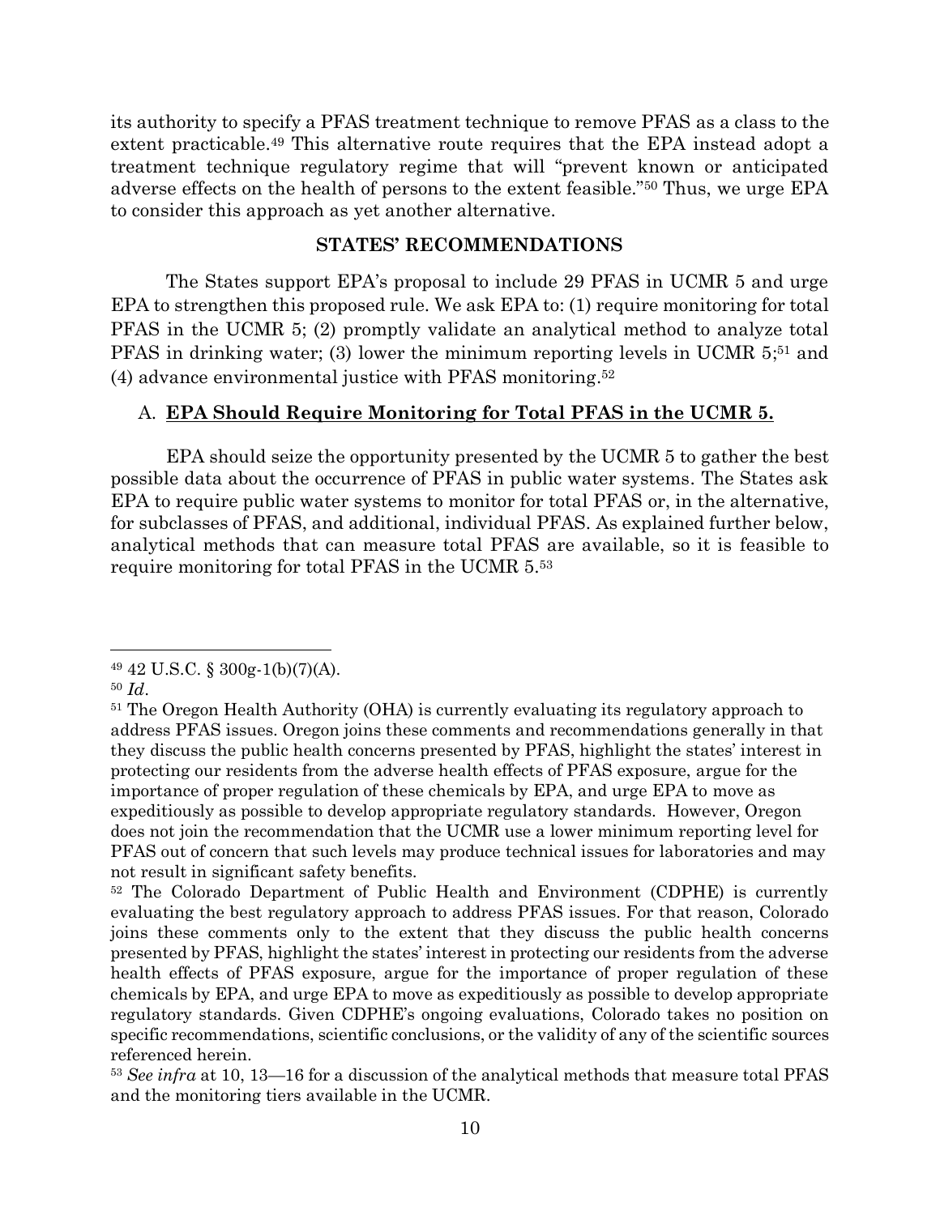its authority to specify a PFAS treatment technique to remove PFAS as a class to the extent practicable.[49] This alternative route requires that the EPA instead adopt a treatment technique regulatory regime that will "prevent known or anticipated adverse effects on the health of persons to the extent feasible."[50] Thus, we urge EPA to consider this approach as yet another alternative.

## STATES' RECOMMENDATIONS

The States support EPA's proposal to include 29 PFAS in UCMR 5 and urge EPA to strengthen this proposed rule. We ask EPA to: (1) require monitoring for total PFAS in the UCMR 5; (2) promptly validate an analytical method to analyze total PFAS in drinking water; (3) lower the minimum reporting levels in UCMR 5;[51] and (4) advance environmental justice with PFAS monitoring.[52]

### A. **EPA Should Require Monitoring for Total PFAS in the UCMR 5.**

EPA should seize the opportunity presented by the UCMR 5 to gather the best possible data about the occurrence of PFAS in public water systems. The States ask EPA to require public water systems to monitor for total PFAS or, in the alternative, for subclasses of PFAS, and additional, individual PFAS. As explained further below, analytical methods that can measure total PFAS are available, so it is feasible to require monitoring for total PFAS in the UCMR 5.[53]

---

[49] 42 U.S.C. § 300g-1(b)(7)(A).

[50] *Id*.

[51] The Oregon Health Authority (OHA) is currently evaluating its regulatory approach to address PFAS issues. Oregon joins these comments and recommendations generally in that they discuss the public health concerns presented by PFAS, highlight the states' interest in protecting our residents from the adverse health effects of PFAS exposure, argue for the importance of proper regulation of these chemicals by EPA, and urge EPA to move as expeditiously as possible to develop appropriate regulatory standards. However, Oregon does not join the recommendation that the UCMR use a lower minimum reporting level for PFAS out of concern that such levels may produce technical issues for laboratories and may not result in significant safety benefits.

[52] The Colorado Department of Public Health and Environment (CDPHE) is currently evaluating the best regulatory approach to address PFAS issues. For that reason, Colorado joins these comments only to the extent that they discuss the public health concerns presented by PFAS, highlight the states' interest in protecting our residents from the adverse health effects of PFAS exposure, argue for the importance of proper regulation of these chemicals by EPA, and urge EPA to move as expeditiously as possible to develop appropriate regulatory standards. Given CDPHE's ongoing evaluations, Colorado takes no position on specific recommendations, scientific conclusions, or the validity of any of the scientific sources referenced herein.

[53] *See infra* at 10, 13—16 for a discussion of the analytical methods that measure total PFAS and the monitoring tiers available in the UCMR.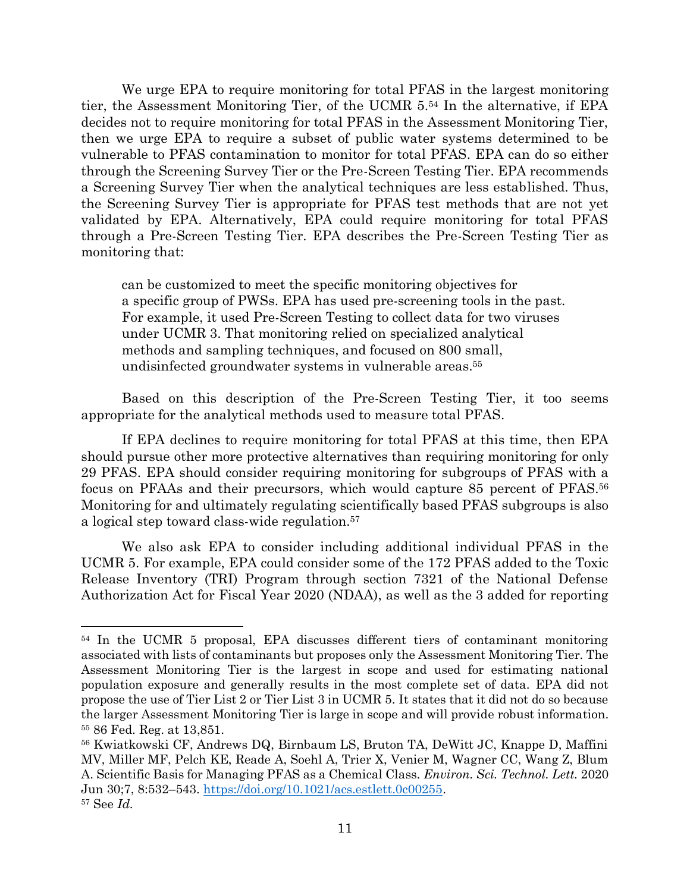We urge EPA to require monitoring for total PFAS in the largest monitoring tier, the Assessment Monitoring Tier, of the UCMR 5.[54] In the alternative, if EPA decides not to require monitoring for total PFAS in the Assessment Monitoring Tier, then we urge EPA to require a subset of public water systems determined to be vulnerable to PFAS contamination to monitor for total PFAS. EPA can do so either through the Screening Survey Tier or the Pre-Screen Testing Tier. EPA recommends a Screening Survey Tier when the analytical techniques are less established. Thus, the Screening Survey Tier is appropriate for PFAS test methods that are not yet validated by EPA. Alternatively, EPA could require monitoring for total PFAS through a Pre-Screen Testing Tier. EPA describes the Pre-Screen Testing Tier as monitoring that:

> can be customized to meet the specific monitoring objectives for a specific group of PWSs. EPA has used pre-screening tools in the past. For example, it used Pre-Screen Testing to collect data for two viruses under UCMR 3. That monitoring relied on specialized analytical methods and sampling techniques, and focused on 800 small, undisinfected groundwater systems in vulnerable areas.[55]

Based on this description of the Pre-Screen Testing Tier, it too seems appropriate for the analytical methods used to measure total PFAS.

If EPA declines to require monitoring for total PFAS at this time, then EPA should pursue other more protective alternatives than requiring monitoring for only 29 PFAS. EPA should consider requiring monitoring for subgroups of PFAS with a focus on PFAAs and their precursors, which would capture 85 percent of PFAS.[56] Monitoring for and ultimately regulating scientifically based PFAS subgroups is also a logical step toward class-wide regulation.[57]

We also ask EPA to consider including additional individual PFAS in the UCMR 5. For example, EPA could consider some of the 172 PFAS added to the Toxic Release Inventory (TRI) Program through section 7321 of the National Defense Authorization Act for Fiscal Year 2020 (NDAA), as well as the 3 added for reporting

---

[54] In the UCMR 5 proposal, EPA discusses different tiers of contaminant monitoring associated with lists of contaminants but proposes only the Assessment Monitoring Tier. The Assessment Monitoring Tier is the largest in scope and used for estimating national population exposure and generally results in the most complete set of data. EPA did not propose the use of Tier List 2 or Tier List 3 in UCMR 5. It states that it did not do so because the larger Assessment Monitoring Tier is large in scope and will provide robust information.

[55] 86 Fed. Reg. at 13,851.

[56] Kwiatkowski CF, Andrews DQ, Birnbaum LS, Bruton TA, DeWitt JC, Knappe D, Maffini MV, Miller MF, Pelch KE, Reade A, Soehl A, Trier X, Venier M, Wagner CC, Wang Z, Blum A. Scientific Basis for Managing PFAS as a Chemical Class. *Environ. Sci. Technol. Lett.* 2020 Jun 30;7, 8:532–543. https://doi.org/10.1021/acs.estlett.0c00255.

[57] See *Id.*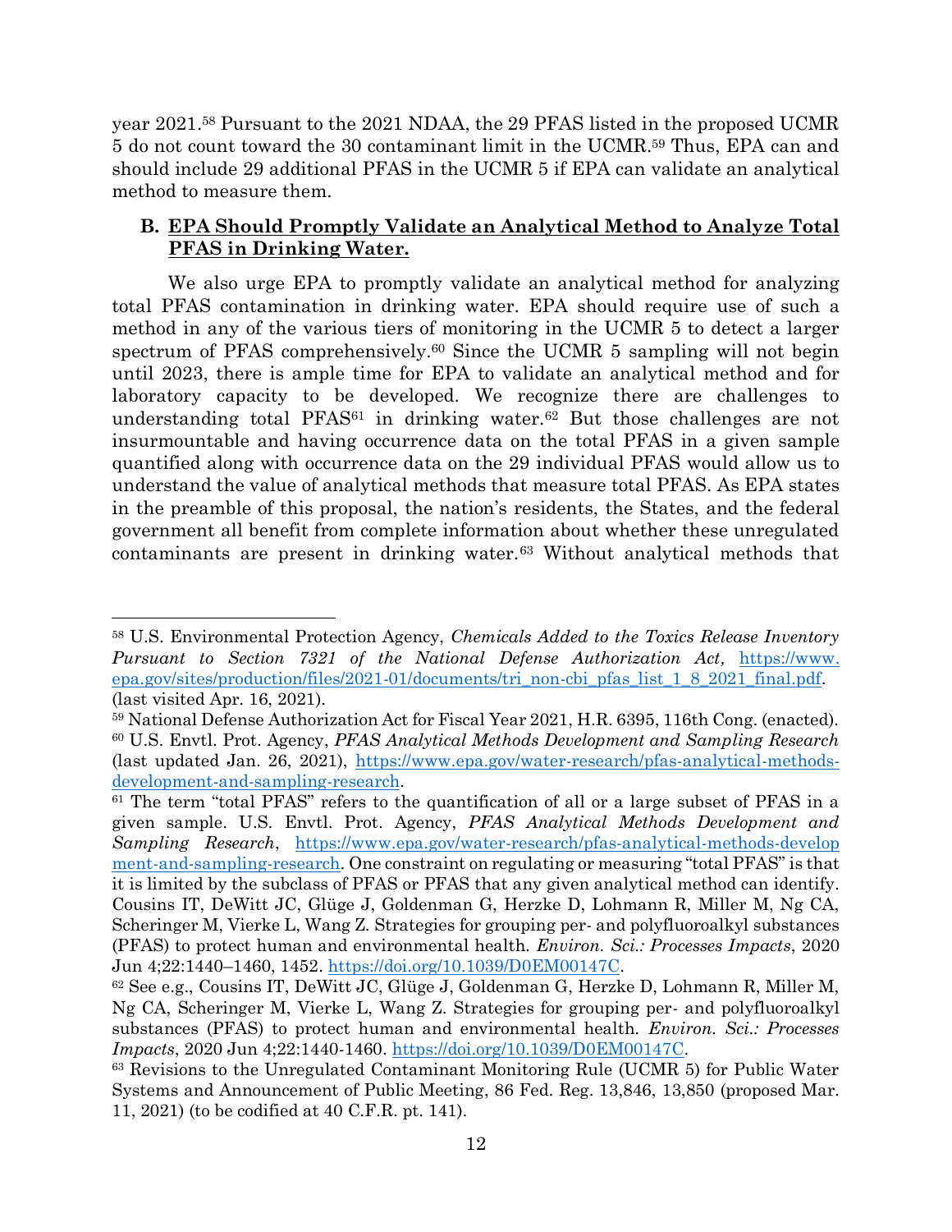year 2021.[58] Pursuant to the 2021 NDAA, the 29 PFAS listed in the proposed UCMR 5 do not count toward the 30 contaminant limit in the UCMR.[59] Thus, EPA can and should include 29 additional PFAS in the UCMR 5 if EPA can validate an analytical method to measure them.

### B. EPA Should Promptly Validate an Analytical Method to Analyze Total PFAS in Drinking Water.

We also urge EPA to promptly validate an analytical method for analyzing total PFAS contamination in drinking water. EPA should require use of such a method in any of the various tiers of monitoring in the UCMR 5 to detect a larger spectrum of PFAS comprehensively.[60] Since the UCMR 5 sampling will not begin until 2023, there is ample time for EPA to validate an analytical method and for laboratory capacity to be developed. We recognize there are challenges to understanding total PFAS[61] in drinking water.[62] But those challenges are not insurmountable and having occurrence data on the total PFAS in a given sample quantified along with occurrence data on the 29 individual PFAS would allow us to understand the value of analytical methods that measure total PFAS. As EPA states in the preamble of this proposal, the nation's residents, the States, and the federal government all benefit from complete information about whether these unregulated contaminants are present in drinking water.[63] Without analytical methods that

---

[58] U.S. Environmental Protection Agency, *Chemicals Added to the Toxics Release Inventory Pursuant to Section 7321 of the National Defense Authorization Act*, https://www.epa.gov/sites/production/files/2021-01/documents/tri_non-cbi_pfas_list_1_8_2021_final.pdf. (last visited Apr. 16, 2021).

[59] National Defense Authorization Act for Fiscal Year 2021, H.R. 6395, 116th Cong. (enacted).

[60] U.S. Envtl. Prot. Agency, *PFAS Analytical Methods Development and Sampling Research* (last updated Jan. 26, 2021), https://www.epa.gov/water-research/pfas-analytical-methods-development-and-sampling-research.

[61] The term "total PFAS" refers to the quantification of all or a large subset of PFAS in a given sample. U.S. Envtl. Prot. Agency, *PFAS Analytical Methods Development and Sampling Research*, https://www.epa.gov/water-research/pfas-analytical-methods-development-and-sampling-research. One constraint on regulating or measuring "total PFAS" is that it is limited by the subclass of PFAS or PFAS that any given analytical method can identify. Cousins IT, DeWitt JC, Glüge J, Goldenman G, Herzke D, Lohmann R, Miller M, Ng CA, Scheringer M, Vierke L, Wang Z. Strategies for grouping per- and polyfluoroalkyl substances (PFAS) to protect human and environmental health. *Environ. Sci.: Processes Impacts*, 2020 Jun 4;22:1440–1460, 1452. https://doi.org/10.1039/D0EM00147C.

[62] See e.g., Cousins IT, DeWitt JC, Glüge J, Goldenman G, Herzke D, Lohmann R, Miller M, Ng CA, Scheringer M, Vierke L, Wang Z. Strategies for grouping per- and polyfluoroalkyl substances (PFAS) to protect human and environmental health. *Environ. Sci.: Processes Impacts*, 2020 Jun 4;22:1440-1460. https://doi.org/10.1039/D0EM00147C.

[63] Revisions to the Unregulated Contaminant Monitoring Rule (UCMR 5) for Public Water Systems and Announcement of Public Meeting, 86 Fed. Reg. 13,846, 13,850 (proposed Mar. 11, 2021) (to be codified at 40 C.F.R. pt. 141).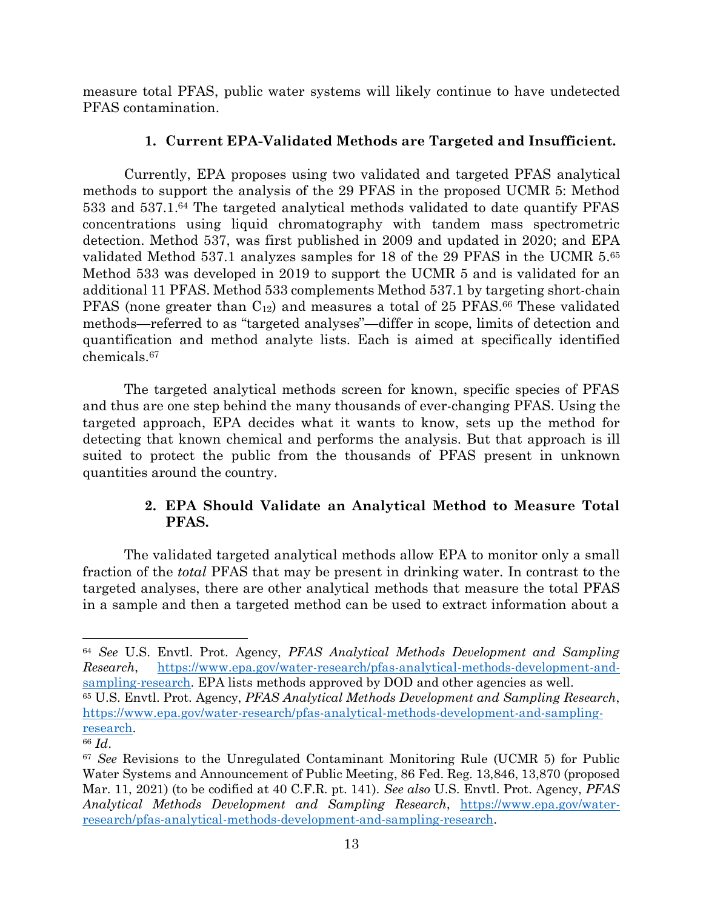measure total PFAS, public water systems will likely continue to have undetected PFAS contamination.

### 1. Current EPA-Validated Methods are Targeted and Insufficient.

Currently, EPA proposes using two validated and targeted PFAS analytical methods to support the analysis of the 29 PFAS in the proposed UCMR 5: Method 533 and 537.1.[64] The targeted analytical methods validated to date quantify PFAS concentrations using liquid chromatography with tandem mass spectrometric detection. Method 537, was first published in 2009 and updated in 2020; and EPA validated Method 537.1 analyzes samples for 18 of the 29 PFAS in the UCMR 5.[65] Method 533 was developed in 2019 to support the UCMR 5 and is validated for an additional 11 PFAS. Method 533 complements Method 537.1 by targeting short-chain PFAS (none greater than $C_{12}$) and measures a total of 25 PFAS.[66] These validated methods—referred to as "targeted analyses"—differ in scope, limits of detection and quantification and method analyte lists. Each is aimed at specifically identified chemicals.[67]

The targeted analytical methods screen for known, specific species of PFAS and thus are one step behind the many thousands of ever-changing PFAS. Using the targeted approach, EPA decides what it wants to know, sets up the method for detecting that known chemical and performs the analysis. But that approach is ill suited to protect the public from the thousands of PFAS present in unknown quantities around the country.

### 2. EPA Should Validate an Analytical Method to Measure Total PFAS.

The validated targeted analytical methods allow EPA to monitor only a small fraction of the *total* PFAS that may be present in drinking water. In contrast to the targeted analyses, there are other analytical methods that measure the total PFAS in a sample and then a targeted method can be used to extract information about a

---

[64] *See* U.S. Envtl. Prot. Agency, *PFAS Analytical Methods Development and Sampling Research*, https://www.epa.gov/water-research/pfas-analytical-methods-development-and-sampling-research. EPA lists methods approved by DOD and other agencies as well.

[65] U.S. Envtl. Prot. Agency, *PFAS Analytical Methods Development and Sampling Research*, https://www.epa.gov/water-research/pfas-analytical-methods-development-and-sampling-research.

[66] *Id*.

[67] *See* Revisions to the Unregulated Contaminant Monitoring Rule (UCMR 5) for Public Water Systems and Announcement of Public Meeting, 86 Fed. Reg. 13,846, 13,870 (proposed Mar. 11, 2021) (to be codified at 40 C.F.R. pt. 141). *See also* U.S. Envtl. Prot. Agency, *PFAS Analytical Methods Development and Sampling Research*, https://www.epa.gov/water-research/pfas-analytical-methods-development-and-sampling-research.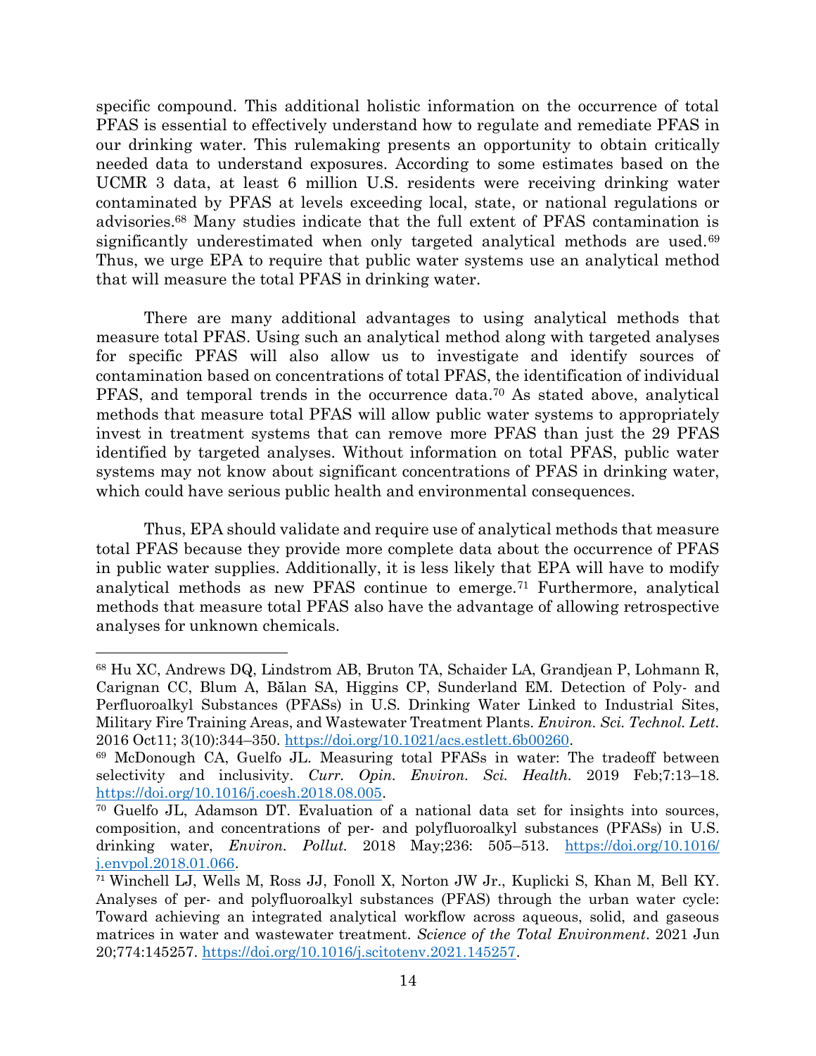specific compound. This additional holistic information on the occurrence of total PFAS is essential to effectively understand how to regulate and remediate PFAS in our drinking water. This rulemaking presents an opportunity to obtain critically needed data to understand exposures. According to some estimates based on the UCMR 3 data, at least 6 million U.S. residents were receiving drinking water contaminated by PFAS at levels exceeding local, state, or national regulations or advisories.[68] Many studies indicate that the full extent of PFAS contamination is significantly underestimated when only targeted analytical methods are used.[69] Thus, we urge EPA to require that public water systems use an analytical method that will measure the total PFAS in drinking water.

There are many additional advantages to using analytical methods that measure total PFAS. Using such an analytical method along with targeted analyses for specific PFAS will also allow us to investigate and identify sources of contamination based on concentrations of total PFAS, the identification of individual PFAS, and temporal trends in the occurrence data.[70] As stated above, analytical methods that measure total PFAS will allow public water systems to appropriately invest in treatment systems that can remove more PFAS than just the 29 PFAS identified by targeted analyses. Without information on total PFAS, public water systems may not know about significant concentrations of PFAS in drinking water, which could have serious public health and environmental consequences.

Thus, EPA should validate and require use of analytical methods that measure total PFAS because they provide more complete data about the occurrence of PFAS in public water supplies. Additionally, it is less likely that EPA will have to modify analytical methods as new PFAS continue to emerge.[71] Furthermore, analytical methods that measure total PFAS also have the advantage of allowing retrospective analyses for unknown chemicals.

---

[68] Hu XC, Andrews DQ, Lindstrom AB, Bruton TA, Schaider LA, Grandjean P, Lohmann R, Carignan CC, Blum A, Bălan SA, Higgins CP, Sunderland EM. Detection of Poly- and Perfluoroalkyl Substances (PFASs) in U.S. Drinking Water Linked to Industrial Sites, Military Fire Training Areas, and Wastewater Treatment Plants. *Environ. Sci. Technol. Lett.* 2016 Oct11; 3(10):344–350. https://doi.org/10.1021/acs.estlett.6b00260.

[69] McDonough CA, Guelfo JL. Measuring total PFASs in water: The tradeoff between selectivity and inclusivity. *Curr. Opin. Environ. Sci. Health.* 2019 Feb;7:13–18. https://doi.org/10.1016/j.coesh.2018.08.005.

[70] Guelfo JL, Adamson DT. Evaluation of a national data set for insights into sources, composition, and concentrations of per- and polyfluoroalkyl substances (PFASs) in U.S. drinking water, *Environ. Pollut.* 2018 May;236: 505–513. https://doi.org/10.1016/j.envpol.2018.01.066.

[71] Winchell LJ, Wells M, Ross JJ, Fonoll X, Norton JW Jr., Kuplicki S, Khan M, Bell KY. Analyses of per- and polyfluoroalkyl substances (PFAS) through the urban water cycle: Toward achieving an integrated analytical workflow across aqueous, solid, and gaseous matrices in water and wastewater treatment. *Science of the Total Environment*. 2021 Jun 20;774:145257. https://doi.org/10.1016/j.scitotenv.2021.145257.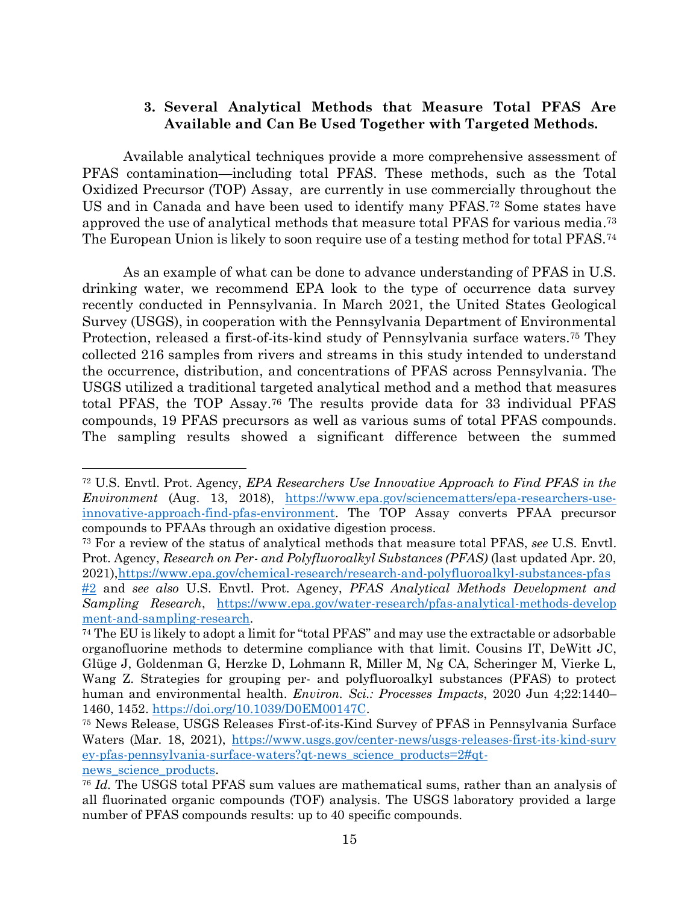### 3. Several Analytical Methods that Measure Total PFAS Are Available and Can Be Used Together with Targeted Methods.

Available analytical techniques provide a more comprehensive assessment of PFAS contamination—including total PFAS. These methods, such as the Total Oxidized Precursor (TOP) Assay, are currently in use commercially throughout the US and in Canada and have been used to identify many PFAS.[72] Some states have approved the use of analytical methods that measure total PFAS for various media.[73] The European Union is likely to soon require use of a testing method for total PFAS.[74]

As an example of what can be done to advance understanding of PFAS in U.S. drinking water, we recommend EPA look to the type of occurrence data survey recently conducted in Pennsylvania. In March 2021, the United States Geological Survey (USGS), in cooperation with the Pennsylvania Department of Environmental Protection, released a first-of-its-kind study of Pennsylvania surface waters.[75] They collected 216 samples from rivers and streams in this study intended to understand the occurrence, distribution, and concentrations of PFAS across Pennsylvania. The USGS utilized a traditional targeted analytical method and a method that measures total PFAS, the TOP Assay.[76] The results provide data for 33 individual PFAS compounds, 19 PFAS precursors as well as various sums of total PFAS compounds. The sampling results showed a significant difference between the summed

---

[72] U.S. Envtl. Prot. Agency, *EPA Researchers Use Innovative Approach to Find PFAS in the Environment* (Aug. 13, 2018), https://www.epa.gov/sciencematters/epa-researchers-use-innovative-approach-find-pfas-environment. The TOP Assay converts PFAA precursor compounds to PFAAs through an oxidative digestion process.

[73] For a review of the status of analytical methods that measure total PFAS, *see* U.S. Envtl. Prot. Agency, *Research on Per- and Polyfluoroalkyl Substances (PFAS)* (last updated Apr. 20, 2021), https://www.epa.gov/chemical-research/research-and-polyfluoroalkyl-substances-pfas#2 and *see also* U.S. Envtl. Prot. Agency, *PFAS Analytical Methods Development and Sampling Research*, https://www.epa.gov/water-research/pfas-analytical-methods-development-and-sampling-research.

[74] The EU is likely to adopt a limit for "total PFAS" and may use the extractable or adsorbable organofluorine methods to determine compliance with that limit. Cousins IT, DeWitt JC, Glüge J, Goldenman G, Herzke D, Lohmann R, Miller M, Ng CA, Scheringer M, Vierke L, Wang Z. Strategies for grouping per- and polyfluoroalkyl substances (PFAS) to protect human and environmental health. *Environ. Sci.: Processes Impacts*, 2020 Jun 4;22:1440–1460, 1452. https://doi.org/10.1039/D0EM00147C.

[75] News Release, USGS Releases First-of-its-Kind Survey of PFAS in Pennsylvania Surface Waters (Mar. 18, 2021), https://www.usgs.gov/center-news/usgs-releases-first-its-kind-survey-pfas-pennsylvania-surface-waters?qt-news_science_products=2#qt-news_science_products.

[76] *Id.* The USGS total PFAS sum values are mathematical sums, rather than an analysis of all fluorinated organic compounds (TOF) analysis. The USGS laboratory provided a large number of PFAS compounds results: up to 40 specific compounds.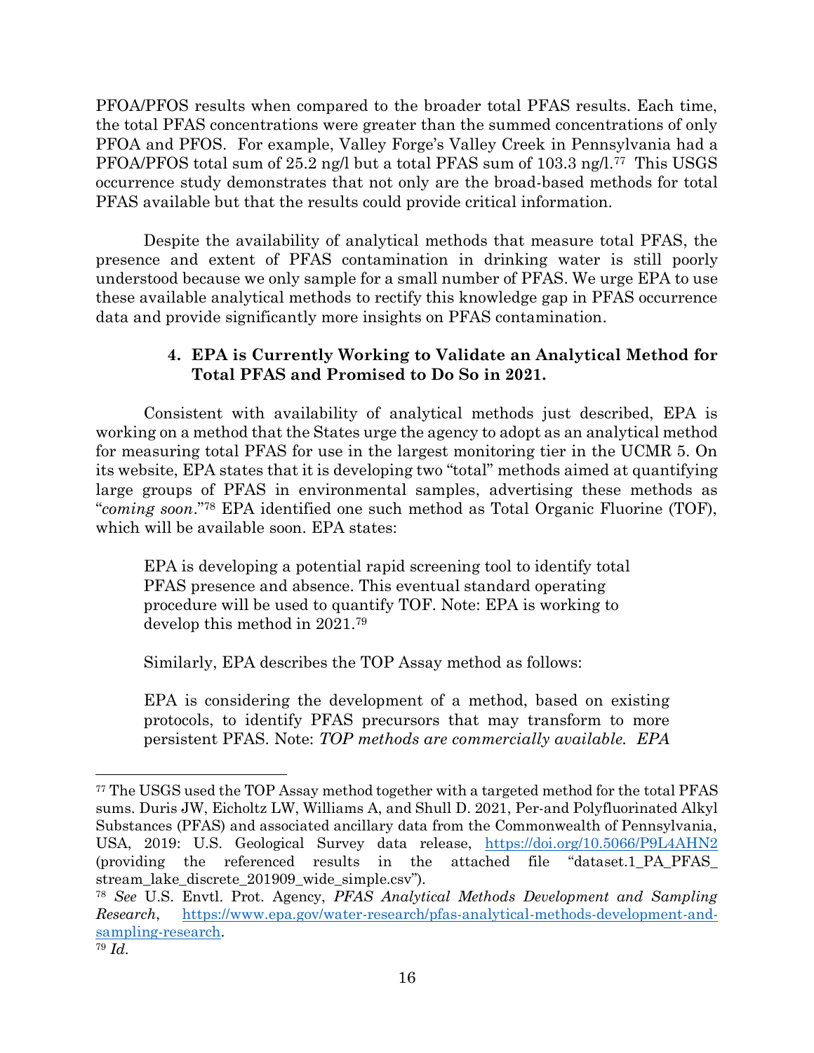PFOA/PFOS results when compared to the broader total PFAS results. Each time, the total PFAS concentrations were greater than the summed concentrations of only PFOA and PFOS. For example, Valley Forge's Valley Creek in Pennsylvania had a PFOA/PFOS total sum of 25.2 ng/l but a total PFAS sum of 103.3 ng/l.[77] This USGS occurrence study demonstrates that not only are the broad-based methods for total PFAS available but that the results could provide critical information.

Despite the availability of analytical methods that measure total PFAS, the presence and extent of PFAS contamination in drinking water is still poorly understood because we only sample for a small number of PFAS. We urge EPA to use these available analytical methods to rectify this knowledge gap in PFAS occurrence data and provide significantly more insights on PFAS contamination.

### 4. EPA is Currently Working to Validate an Analytical Method for Total PFAS and Promised to Do So in 2021.

Consistent with availability of analytical methods just described, EPA is working on a method that the States urge the agency to adopt as an analytical method for measuring total PFAS for use in the largest monitoring tier in the UCMR 5. On its website, EPA states that it is developing two "total" methods aimed at quantifying large groups of PFAS in environmental samples, advertising these methods as "*coming soon*."[78] EPA identified one such method as Total Organic Fluorine (TOF), which will be available soon. EPA states:

> EPA is developing a potential rapid screening tool to identify total PFAS presence and absence. This eventual standard operating procedure will be used to quantify TOF. Note: EPA is working to develop this method in 2021.[79]

Similarly, EPA describes the TOP Assay method as follows:

> EPA is considering the development of a method, based on existing protocols, to identify PFAS precursors that may transform to more persistent PFAS. Note: *TOP methods are commercially available. EPA*

---

[77] The USGS used the TOP Assay method together with a targeted method for the total PFAS sums. Duris JW, Eicholtz LW, Williams A, and Shull D. 2021, Per-and Polyfluorinated Alkyl Substances (PFAS) and associated ancillary data from the Commonwealth of Pennsylvania, USA, 2019: U.S. Geological Survey data release, https://doi.org/10.5066/P9L4AHN2 (providing the referenced results in the attached file "dataset.1_PA_PFAS_stream_lake_discrete_201909_wide_simple.csv").

[78] *See* U.S. Envtl. Prot. Agency, *PFAS Analytical Methods Development and Sampling Research*, https://www.epa.gov/water-research/pfas-analytical-methods-development-and-sampling-research.

[79] *Id.*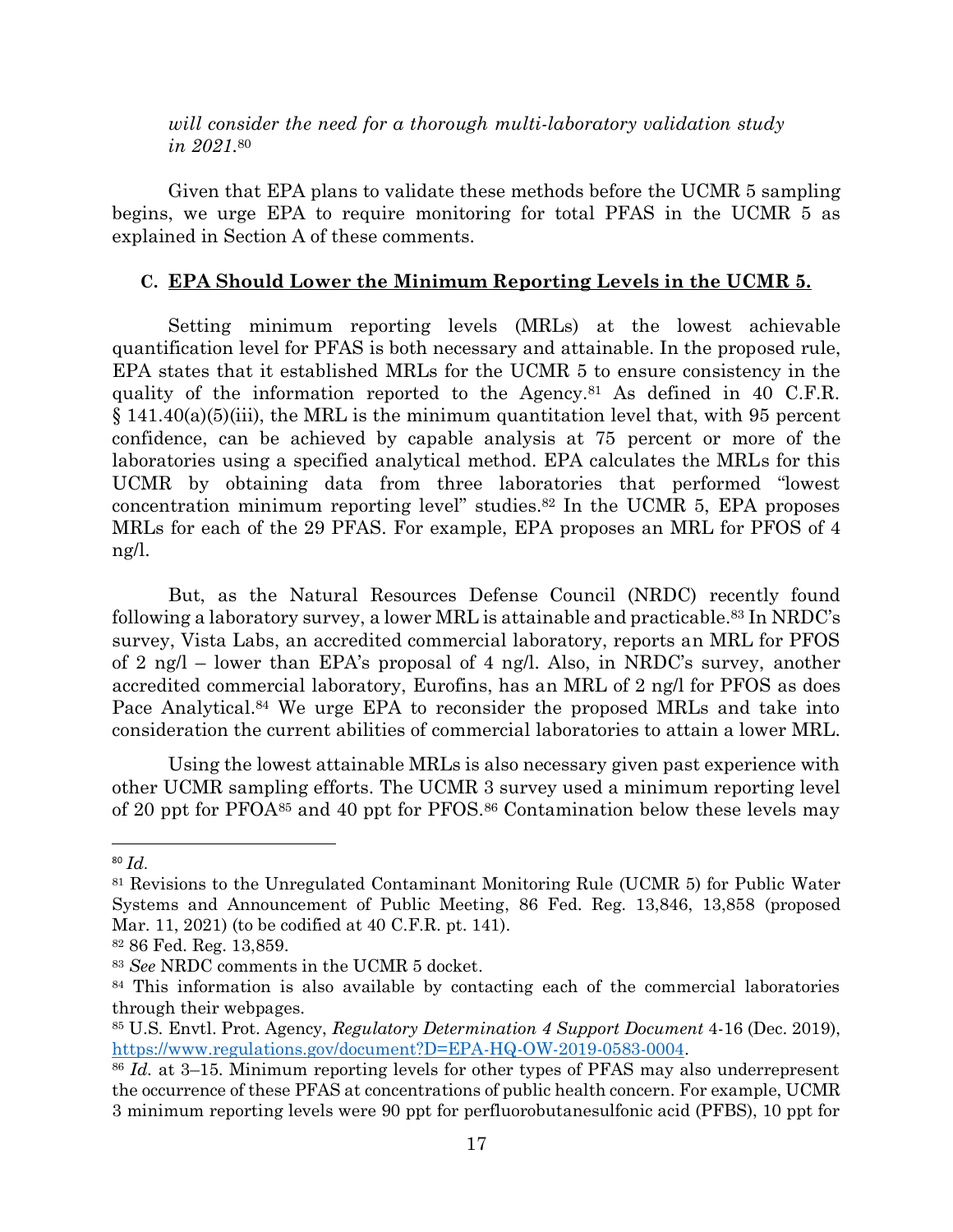*will consider the need for a thorough multi-laboratory validation study in 2021.*[80]

Given that EPA plans to validate these methods before the UCMR 5 sampling begins, we urge EPA to require monitoring for total PFAS in the UCMR 5 as explained in Section A of these comments.

### C. EPA Should Lower the Minimum Reporting Levels in the UCMR 5.

Setting minimum reporting levels (MRLs) at the lowest achievable quantification level for PFAS is both necessary and attainable. In the proposed rule, EPA states that it established MRLs for the UCMR 5 to ensure consistency in the quality of the information reported to the Agency.[81] As defined in 40 C.F.R. § 141.40(a)(5)(iii), the MRL is the minimum quantitation level that, with 95 percent confidence, can be achieved by capable analysis at 75 percent or more of the laboratories using a specified analytical method. EPA calculates the MRLs for this UCMR by obtaining data from three laboratories that performed "lowest concentration minimum reporting level" studies.[82] In the UCMR 5, EPA proposes MRLs for each of the 29 PFAS. For example, EPA proposes an MRL for PFOS of 4 ng/l.

But, as the Natural Resources Defense Council (NRDC) recently found following a laboratory survey, a lower MRL is attainable and practicable.[83] In NRDC's survey, Vista Labs, an accredited commercial laboratory, reports an MRL for PFOS of 2 ng/l – lower than EPA's proposal of 4 ng/l. Also, in NRDC's survey, another accredited commercial laboratory, Eurofins, has an MRL of 2 ng/l for PFOS as does Pace Analytical.[84] We urge EPA to reconsider the proposed MRLs and take into consideration the current abilities of commercial laboratories to attain a lower MRL.

Using the lowest attainable MRLs is also necessary given past experience with other UCMR sampling efforts. The UCMR 3 survey used a minimum reporting level of 20 ppt for PFOA[85] and 40 ppt for PFOS.[86] Contamination below these levels may

---

[80] *Id.*

[81] Revisions to the Unregulated Contaminant Monitoring Rule (UCMR 5) for Public Water Systems and Announcement of Public Meeting, 86 Fed. Reg. 13,846, 13,858 (proposed Mar. 11, 2021) (to be codified at 40 C.F.R. pt. 141).

[82] 86 Fed. Reg. 13,859.

[83] *See* NRDC comments in the UCMR 5 docket.

[84] This information is also available by contacting each of the commercial laboratories through their webpages.

[85] U.S. Envtl. Prot. Agency, *Regulatory Determination 4 Support Document* 4-16 (Dec. 2019), https://www.regulations.gov/document?D=EPA-HQ-OW-2019-0583-0004.

[86] *Id.* at 3–15. Minimum reporting levels for other types of PFAS may also underrepresent the occurrence of these PFAS at concentrations of public health concern. For example, UCMR 3 minimum reporting levels were 90 ppt for perfluorobutanesulfonic acid (PFBS), 10 ppt for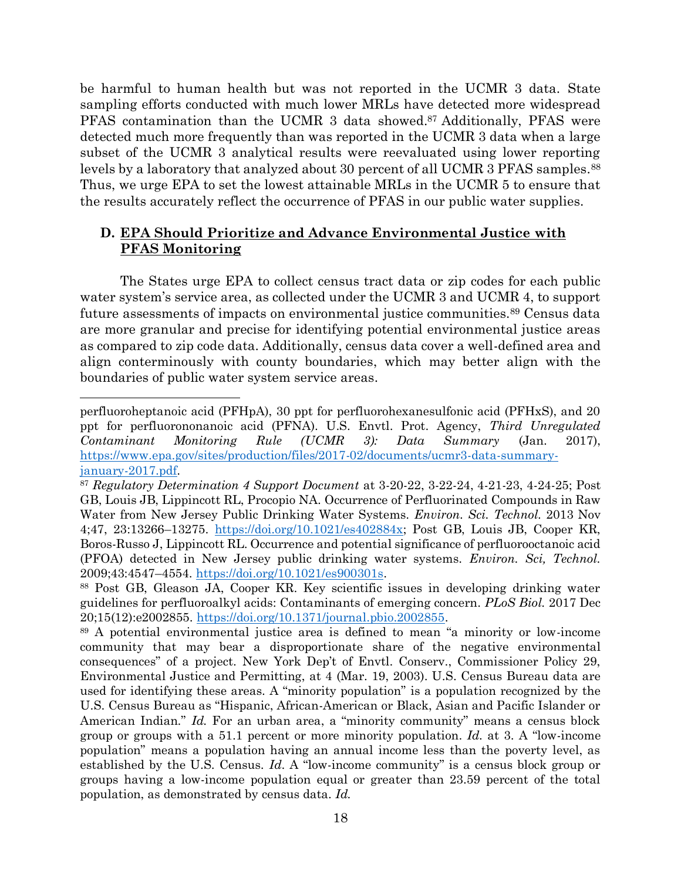be harmful to human health but was not reported in the UCMR 3 data. State sampling efforts conducted with much lower MRLs have detected more widespread PFAS contamination than the UCMR 3 data showed.[87] Additionally, PFAS were detected much more frequently than was reported in the UCMR 3 data when a large subset of the UCMR 3 analytical results were reevaluated using lower reporting levels by a laboratory that analyzed about 30 percent of all UCMR 3 PFAS samples.[88] Thus, we urge EPA to set the lowest attainable MRLs in the UCMR 5 to ensure that the results accurately reflect the occurrence of PFAS in our public water supplies.

### D. EPA Should Prioritize and Advance Environmental Justice with PFAS Monitoring

The States urge EPA to collect census tract data or zip codes for each public water system's service area, as collected under the UCMR 3 and UCMR 4, to support future assessments of impacts on environmental justice communities.[89] Census data are more granular and precise for identifying potential environmental justice areas as compared to zip code data. Additionally, census data cover a well-defined area and align conterminously with county boundaries, which may better align with the boundaries of public water system service areas.

---

perfluoroheptanoic acid (PFHpA), 30 ppt for perfluorohexanesulfonic acid (PFHxS), and 20 ppt for perfluorononanoic acid (PFNA). U.S. Envtl. Prot. Agency, *Third Unregulated Contaminant Monitoring Rule (UCMR 3): Data Summary* (Jan. 2017), https://www.epa.gov/sites/production/files/2017-02/documents/ucmr3-data-summary-january-2017.pdf.

[87] *Regulatory Determination 4 Support Document* at 3-20-22, 3-22-24, 4-21-23, 4-24-25; Post GB, Louis JB, Lippincott RL, Procopio NA. Occurrence of Perfluorinated Compounds in Raw Water from New Jersey Public Drinking Water Systems. *Environ. Sci. Technol.* 2013 Nov 4;47, 23:13266–13275. https://doi.org/10.1021/es402884x; Post GB, Louis JB, Cooper KR, Boros-Russo J, Lippincott RL. Occurrence and potential significance of perfluorooctanoic acid (PFOA) detected in New Jersey public drinking water systems. *Environ. Sci, Technol.* 2009;43:4547–4554. https://doi.org/10.1021/es900301s.

[88] Post GB, Gleason JA, Cooper KR. Key scientific issues in developing drinking water guidelines for perfluoroalkyl acids: Contaminants of emerging concern. *PLoS Biol.* 2017 Dec 20;15(12):e2002855. https://doi.org/10.1371/journal.pbio.2002855.

[89] A potential environmental justice area is defined to mean "a minority or low-income community that may bear a disproportionate share of the negative environmental consequences" of a project. New York Dep't of Envtl. Conserv., Commissioner Policy 29, Environmental Justice and Permitting, at 4 (Mar. 19, 2003). U.S. Census Bureau data are used for identifying these areas. A "minority population" is a population recognized by the U.S. Census Bureau as "Hispanic, African-American or Black, Asian and Pacific Islander or American Indian." *Id.* For an urban area, a "minority community" means a census block group or groups with a 51.1 percent or more minority population. *Id.* at 3. A "low-income population" means a population having an annual income less than the poverty level, as established by the U.S. Census. *Id.* A "low-income community" is a census block group or groups having a low-income population equal or greater than 23.59 percent of the total population, as demonstrated by census data. *Id.*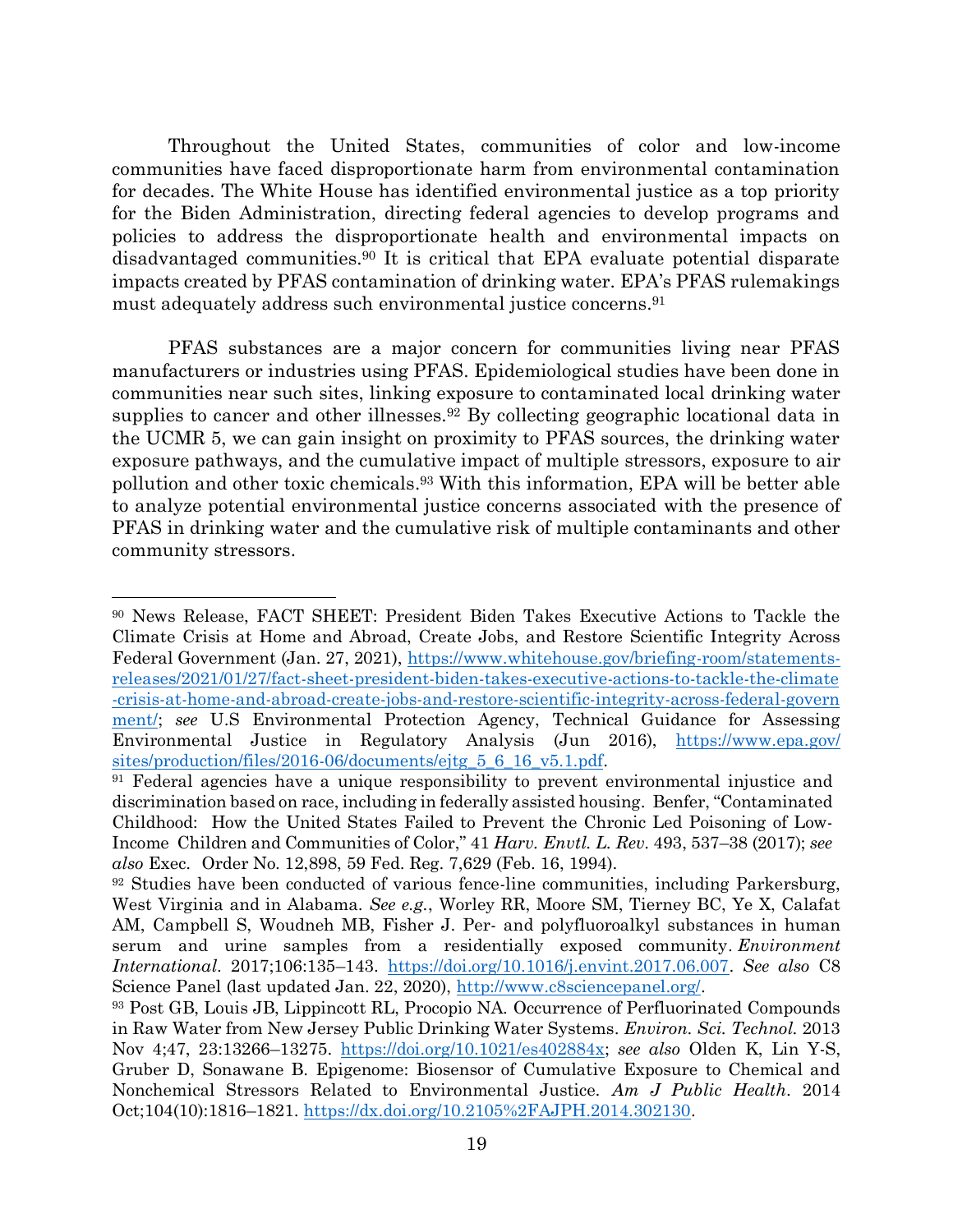Throughout the United States, communities of color and low-income communities have faced disproportionate harm from environmental contamination for decades. The White House has identified environmental justice as a top priority for the Biden Administration, directing federal agencies to develop programs and policies to address the disproportionate health and environmental impacts on disadvantaged communities.[90] It is critical that EPA evaluate potential disparate impacts created by PFAS contamination of drinking water. EPA's PFAS rulemakings must adequately address such environmental justice concerns.[91]

PFAS substances are a major concern for communities living near PFAS manufacturers or industries using PFAS. Epidemiological studies have been done in communities near such sites, linking exposure to contaminated local drinking water supplies to cancer and other illnesses.[92] By collecting geographic locational data in the UCMR 5, we can gain insight on proximity to PFAS sources, the drinking water exposure pathways, and the cumulative impact of multiple stressors, exposure to air pollution and other toxic chemicals.[93] With this information, EPA will be better able to analyze potential environmental justice concerns associated with the presence of PFAS in drinking water and the cumulative risk of multiple contaminants and other community stressors.

---

[90] News Release, FACT SHEET: President Biden Takes Executive Actions to Tackle the Climate Crisis at Home and Abroad, Create Jobs, and Restore Scientific Integrity Across Federal Government (Jan. 27, 2021), https://www.whitehouse.gov/briefing-room/statements-releases/2021/01/27/fact-sheet-president-biden-takes-executive-actions-to-tackle-the-climate-crisis-at-home-and-abroad-create-jobs-and-restore-scientific-integrity-across-federal-government/; *see* U.S Environmental Protection Agency, Technical Guidance for Assessing Environmental Justice in Regulatory Analysis (Jun 2016), https://www.epa.gov/sites/production/files/2016-06/documents/ejtg_5_6_16_v5.1.pdf.

[91] Federal agencies have a unique responsibility to prevent environmental injustice and discrimination based on race, including in federally assisted housing. Benfer, "Contaminated Childhood: How the United States Failed to Prevent the Chronic Led Poisoning of Low-Income Children and Communities of Color," 41 *Harv. Envtl. L. Rev.* 493, 537–38 (2017); *see also* Exec. Order No. 12,898, 59 Fed. Reg. 7,629 (Feb. 16, 1994).

[92] Studies have been conducted of various fence-line communities, including Parkersburg, West Virginia and in Alabama. *See e.g.*, Worley RR, Moore SM, Tierney BC, Ye X, Calafat AM, Campbell S, Woudneh MB, Fisher J. Per- and polyfluoroalkyl substances in human serum and urine samples from a residentially exposed community. *Environment International*. 2017;106:135–143. https://doi.org/10.1016/j.envint.2017.06.007. *See also* C8 Science Panel (last updated Jan. 22, 2020), http://www.c8sciencepanel.org/.

[93] Post GB, Louis JB, Lippincott RL, Procopio NA. Occurrence of Perfluorinated Compounds in Raw Water from New Jersey Public Drinking Water Systems. *Environ. Sci. Technol.* 2013 Nov 4;47, 23:13266–13275. https://doi.org/10.1021/es402884x; *see also* Olden K, Lin Y-S, Gruber D, Sonawane B. Epigenome: Biosensor of Cumulative Exposure to Chemical and Nonchemical Stressors Related to Environmental Justice. *Am J Public Health*. 2014 Oct;104(10):1816–1821. https://dx.doi.org/10.2105%2FAJPH.2014.302130.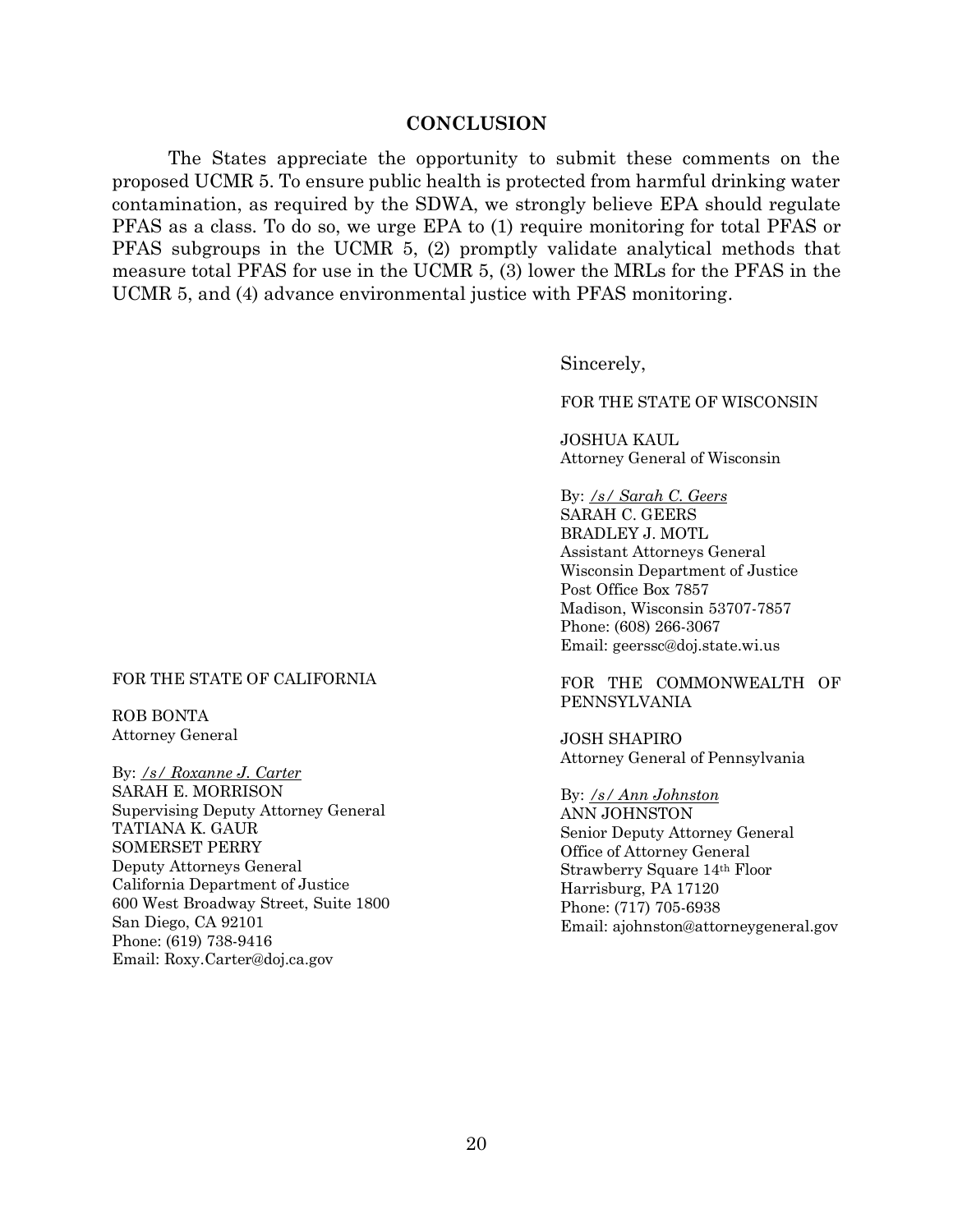## CONCLUSION

The States appreciate the opportunity to submit these comments on the proposed UCMR 5. To ensure public health is protected from harmful drinking water contamination, as required by the SDWA, we strongly believe EPA should regulate PFAS as a class. To do so, we urge EPA to (1) require monitoring for total PFAS or PFAS subgroups in the UCMR 5, (2) promptly validate analytical methods that measure total PFAS for use in the UCMR 5, (3) lower the MRLs for the PFAS in the UCMR 5, and (4) advance environmental justice with PFAS monitoring.

Sincerely,

FOR THE STATE OF WISCONSIN

JOSHUA KAUL
Attorney General of Wisconsin

By: */s/ Sarah C. Geers*
SARAH C. GEERS
BRADLEY J. MOTL
Assistant Attorneys General
Wisconsin Department of Justice
Post Office Box 7857
Madison, Wisconsin 53707-7857
Phone: (608) 266-3067
Email: geerssc@doj.state.wi.us

FOR THE STATE OF CALIFORNIA

ROB BONTA
Attorney General

By: */s/ Roxanne J. Carter*
SARAH E. MORRISON
Supervising Deputy Attorney General
TATIANA K. GAUR
SOMERSET PERRY
Deputy Attorneys General
California Department of Justice
600 West Broadway Street, Suite 1800
San Diego, CA 92101
Phone: (619) 738-9416
Email: Roxy.Carter@doj.ca.gov

FOR THE COMMONWEALTH OF PENNSYLVANIA

JOSH SHAPIRO
Attorney General of Pennsylvania

By: */s/ Ann Johnston*
ANN JOHNSTON
Senior Deputy Attorney General
Office of Attorney General
Strawberry Square 14th Floor
Harrisburg, PA 17120
Phone: (717) 705-6938
Email: ajohnston@attorneygeneral.gov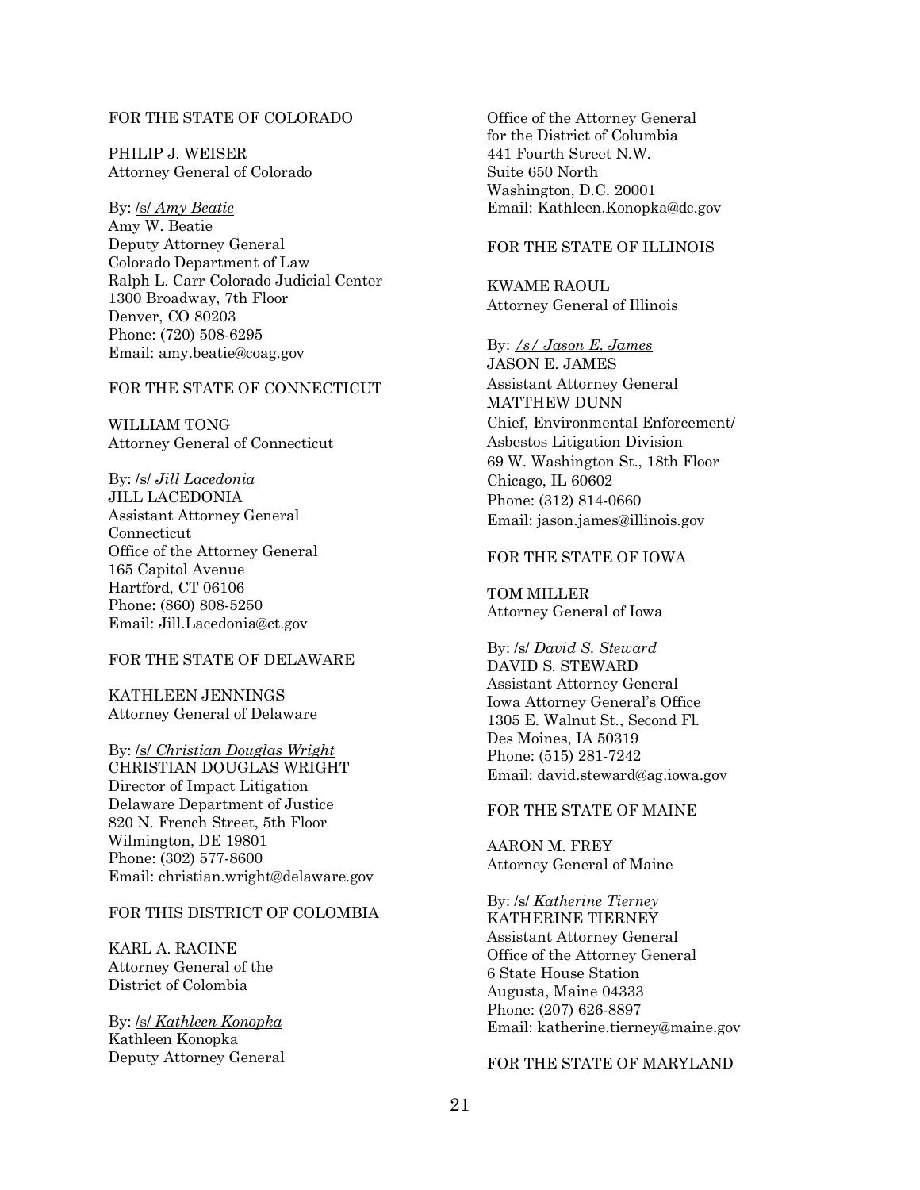FOR THE STATE OF COLORADO

PHILIP J. WEISER
Attorney General of Colorado

By: /s/ *Amy Beatie*
Amy W. Beatie
Deputy Attorney General
Colorado Department of Law
Ralph L. Carr Colorado Judicial Center
1300 Broadway, 7th Floor
Denver, CO 80203
Phone: (720) 508-6295
Email: amy.beatie@coag.gov

FOR THE STATE OF CONNECTICUT

WILLIAM TONG
Attorney General of Connecticut

By: /s/ *Jill Lacedonia*
JILL LACEDONIA
Assistant Attorney General
Connecticut
Office of the Attorney General
165 Capitol Avenue
Hartford, CT 06106
Phone: (860) 808-5250
Email: Jill.Lacedonia@ct.gov

FOR THE STATE OF DELAWARE

KATHLEEN JENNINGS
Attorney General of Delaware

By: /s/ *Christian Douglas Wright*
CHRISTIAN DOUGLAS WRIGHT
Director of Impact Litigation
Delaware Department of Justice
820 N. French Street, 5th Floor
Wilmington, DE 19801
Phone: (302) 577-8600
Email: christian.wright@delaware.gov

FOR THIS DISTRICT OF COLOMBIA

KARL A. RACINE
Attorney General of the
District of Colombia

By: /s/ *Kathleen Konopka*
Kathleen Konopka
Deputy Attorney General
Office of the Attorney General
for the District of Columbia
441 Fourth Street N.W.
Suite 650 North
Washington, D.C. 20001
Email: Kathleen.Konopka@dc.gov

FOR THE STATE OF ILLINOIS

KWAME RAOUL
Attorney General of Illinois

By: */s/ Jason E. James*
JASON E. JAMES
Assistant Attorney General
MATTHEW DUNN
Chief, Environmental Enforcement/
Asbestos Litigation Division
69 W. Washington St., 18th Floor
Chicago, IL 60602
Phone: (312) 814-0660
Email: jason.james@illinois.gov

FOR THE STATE OF IOWA

TOM MILLER
Attorney General of Iowa

By: /s/ *David S. Steward*
DAVID S. STEWARD
Assistant Attorney General
Iowa Attorney General's Office
1305 E. Walnut St., Second Fl.
Des Moines, IA 50319
Phone: (515) 281-7242
Email: david.steward@ag.iowa.gov

FOR THE STATE OF MAINE

AARON M. FREY
Attorney General of Maine

By: /s/ *Katherine Tierney*
KATHERINE TIERNEY
Assistant Attorney General
Office of the Attorney General
6 State House Station
Augusta, Maine 04333
Phone: (207) 626-8897
Email: katherine.tierney@maine.gov

FOR THE STATE OF MARYLAND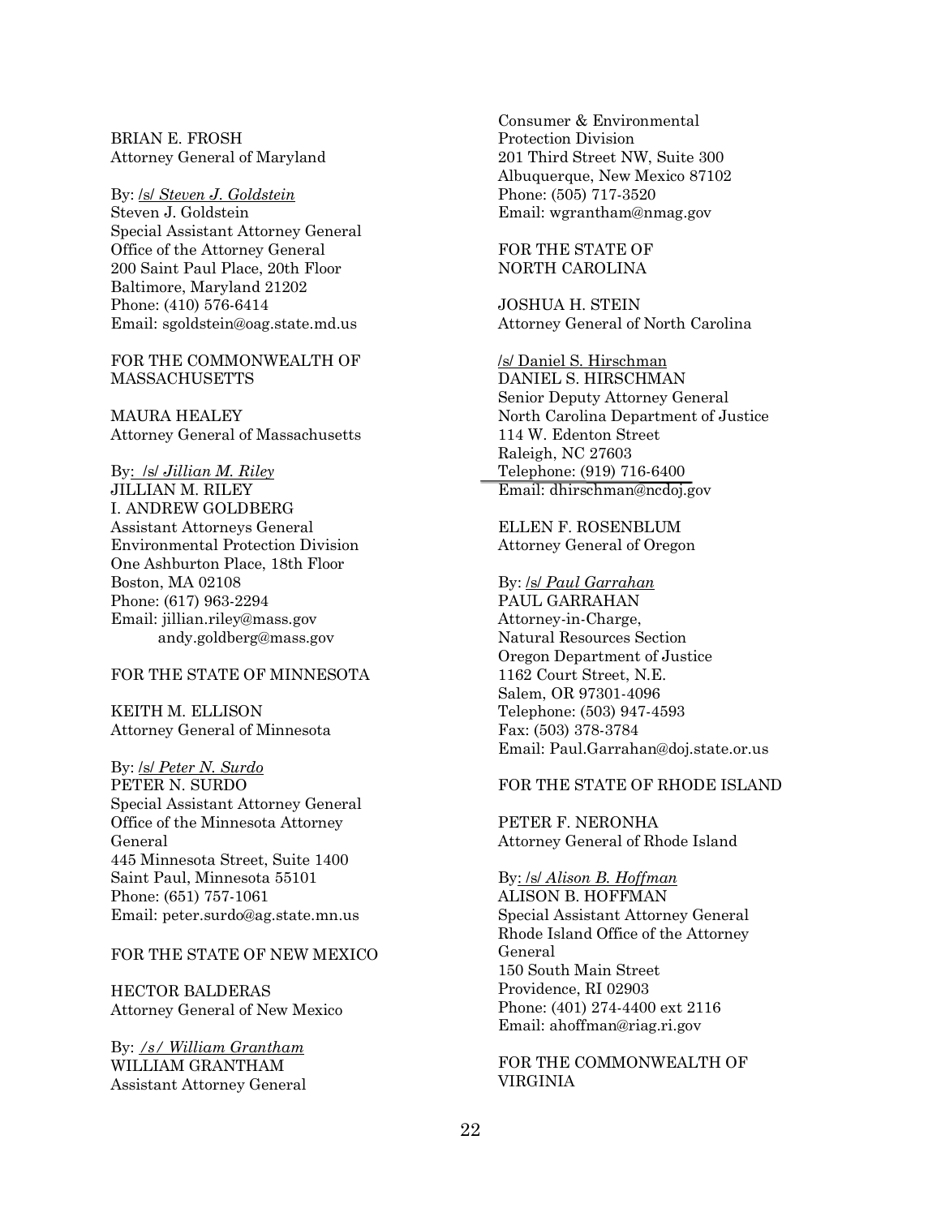BRIAN E. FROSH
Attorney General of Maryland

By: /s/ *Steven J. Goldstein*
Steven J. Goldstein
Special Assistant Attorney General
Office of the Attorney General
200 Saint Paul Place, 20th Floor
Baltimore, Maryland 21202
Phone: (410) 576-6414
Email: sgoldstein@oag.state.md.us

FOR THE COMMONWEALTH OF MASSACHUSETTS

MAURA HEALEY
Attorney General of Massachusetts

By: /s/ *Jillian M. Riley*
JILLIAN M. RILEY
I. ANDREW GOLDBERG
Assistant Attorneys General
Environmental Protection Division
One Ashburton Place, 18th Floor
Boston, MA 02108
Phone: (617) 963-2294
Email: jillian.riley@mass.gov
andy.goldberg@mass.gov

FOR THE STATE OF MINNESOTA

KEITH M. ELLISON
Attorney General of Minnesota

By: /s/ *Peter N. Surdo*
PETER N. SURDO
Special Assistant Attorney General
Office of the Minnesota Attorney General
445 Minnesota Street, Suite 1400
Saint Paul, Minnesota 55101
Phone: (651) 757-1061
Email: peter.surdo@ag.state.mn.us

FOR THE STATE OF NEW MEXICO

HECTOR BALDERAS
Attorney General of New Mexico

By: */s/ William Grantham*
WILLIAM GRANTHAM
Assistant Attorney General
Consumer & Environmental Protection Division
201 Third Street NW, Suite 300
Albuquerque, New Mexico 87102
Phone: (505) 717-3520
Email: wgrantham@nmag.gov

FOR THE STATE OF NORTH CAROLINA

JOSHUA H. STEIN
Attorney General of North Carolina

/s/ Daniel S. Hirschman
DANIEL S. HIRSCHMAN
Senior Deputy Attorney General
North Carolina Department of Justice
114 W. Edenton Street
Raleigh, NC 27603
Telephone: (919) 716-6400
Email: dhirschman@ncdoj.gov

ELLEN F. ROSENBLUM
Attorney General of Oregon

By: /s/ *Paul Garrahan*
PAUL GARRAHAN
Attorney-in-Charge,
Natural Resources Section
Oregon Department of Justice
1162 Court Street, N.E.
Salem, OR 97301-4096
Telephone: (503) 947-4593
Fax: (503) 378-3784
Email: Paul.Garrahan@doj.state.or.us

FOR THE STATE OF RHODE ISLAND

PETER F. NERONHA
Attorney General of Rhode Island

By: /s/ *Alison B. Hoffman*
ALISON B. HOFFMAN
Special Assistant Attorney General
Rhode Island Office of the Attorney General
150 South Main Street
Providence, RI 02903
Phone: (401) 274-4400 ext 2116
Email: ahoffman@riag.ri.gov

FOR THE COMMONWEALTH OF VIRGINIA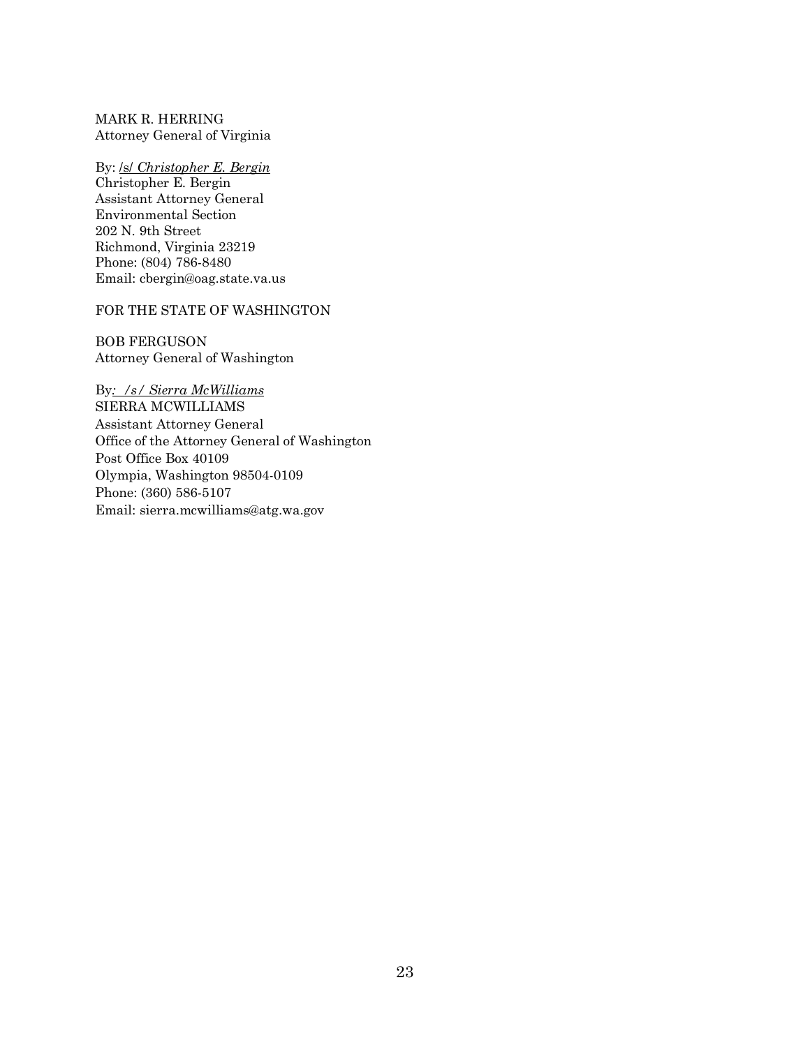MARK R. HERRING
Attorney General of Virginia

By: /s/ *Christopher E. Bergin*
Christopher E. Bergin
Assistant Attorney General
Environmental Section
202 N. 9th Street
Richmond, Virginia 23219
Phone: (804) 786-8480
Email: cbergin@oag.state.va.us

FOR THE STATE OF WASHINGTON

BOB FERGUSON
Attorney General of Washington

By: */s/ Sierra McWilliams*
SIERRA MCWILLIAMS
Assistant Attorney General
Office of the Attorney General of Washington
Post Office Box 40109
Olympia, Washington 98504-0109
Phone: (360) 586-5107
Email: sierra.mcwilliams@atg.wa.gov